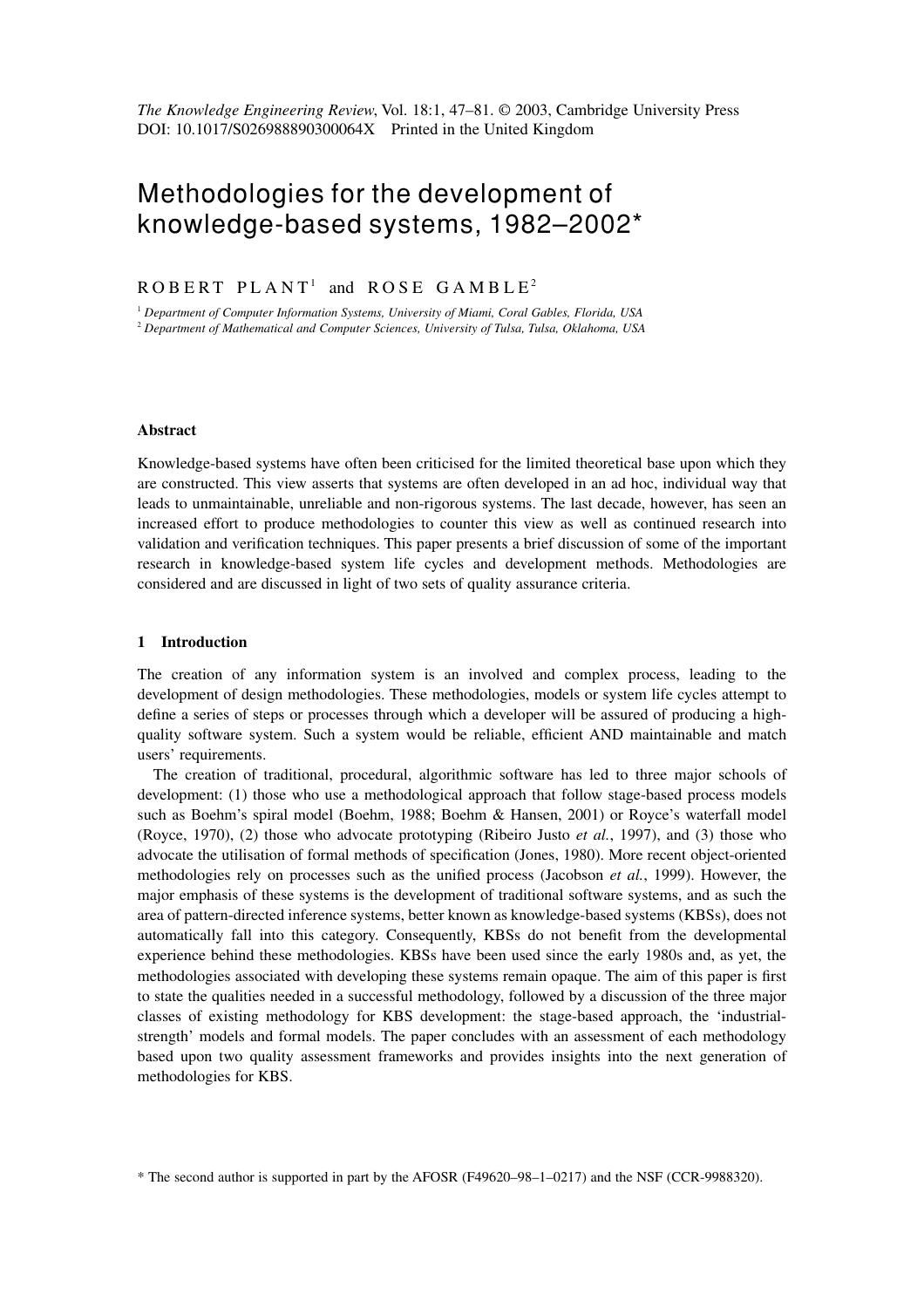# Methodologies for the development of knowledge-based systems, 1982–2002*

ROBERT PLANT[1] and ROSE GAMBLE[2]

[1] *Department of Computer Information Systems, University of Miami, Coral Gables, Florida, USA*
[2] *Department of Mathematical and Computer Sciences, University of Tulsa, Tulsa, Oklahoma, USA*

**Abstract**

Knowledge-based systems have often been criticised for the limited theoretical base upon which they are constructed. This view asserts that systems are often developed in an ad hoc, individual way that leads to unmaintainable, unreliable and non-rigorous systems. The last decade, however, has seen an increased effort to produce methodologies to counter this view as well as continued research into validation and verification techniques. This paper presents a brief discussion of some of the important research in knowledge-based system life cycles and development methods. Methodologies are considered and are discussed in light of two sets of quality assurance criteria.

## 1 Introduction

The creation of any information system is an involved and complex process, leading to the development of design methodologies. These methodologies, models or system life cycles attempt to define a series of steps or processes through which a developer will be assured of producing a high-quality software system. Such a system would be reliable, efficient AND maintainable and match users' requirements.

The creation of traditional, procedural, algorithmic software has led to three major schools of development: (1) those who use a methodological approach that follow stage-based process models such as Boehm's spiral model (Boehm, 1988; Boehm & Hansen, 2001) or Royce's waterfall model (Royce, 1970), (2) those who advocate prototyping (Ribeiro Justo *et al.*, 1997), and (3) those who advocate the utilisation of formal methods of specification (Jones, 1980). More recent object-oriented methodologies rely on processes such as the unified process (Jacobson *et al.*, 1999). However, the major emphasis of these systems is the development of traditional software systems, and as such the area of pattern-directed inference systems, better known as knowledge-based systems (KBSs), does not automatically fall into this category. Consequently, KBSs do not benefit from the developmental experience behind these methodologies. KBSs have been used since the early 1980s and, as yet, the methodologies associated with developing these systems remain opaque. The aim of this paper is first to state the qualities needed in a successful methodology, followed by a discussion of the three major classes of existing methodology for KBS development: the stage-based approach, the 'industrial-strength' models and formal models. The paper concludes with an assessment of each methodology based upon two quality assessment frameworks and provides insights into the next generation of methodologies for KBS.

* The second author is supported in part by the AFOSR (F49620–98–1–0217) and the NSF (CCR-9988320).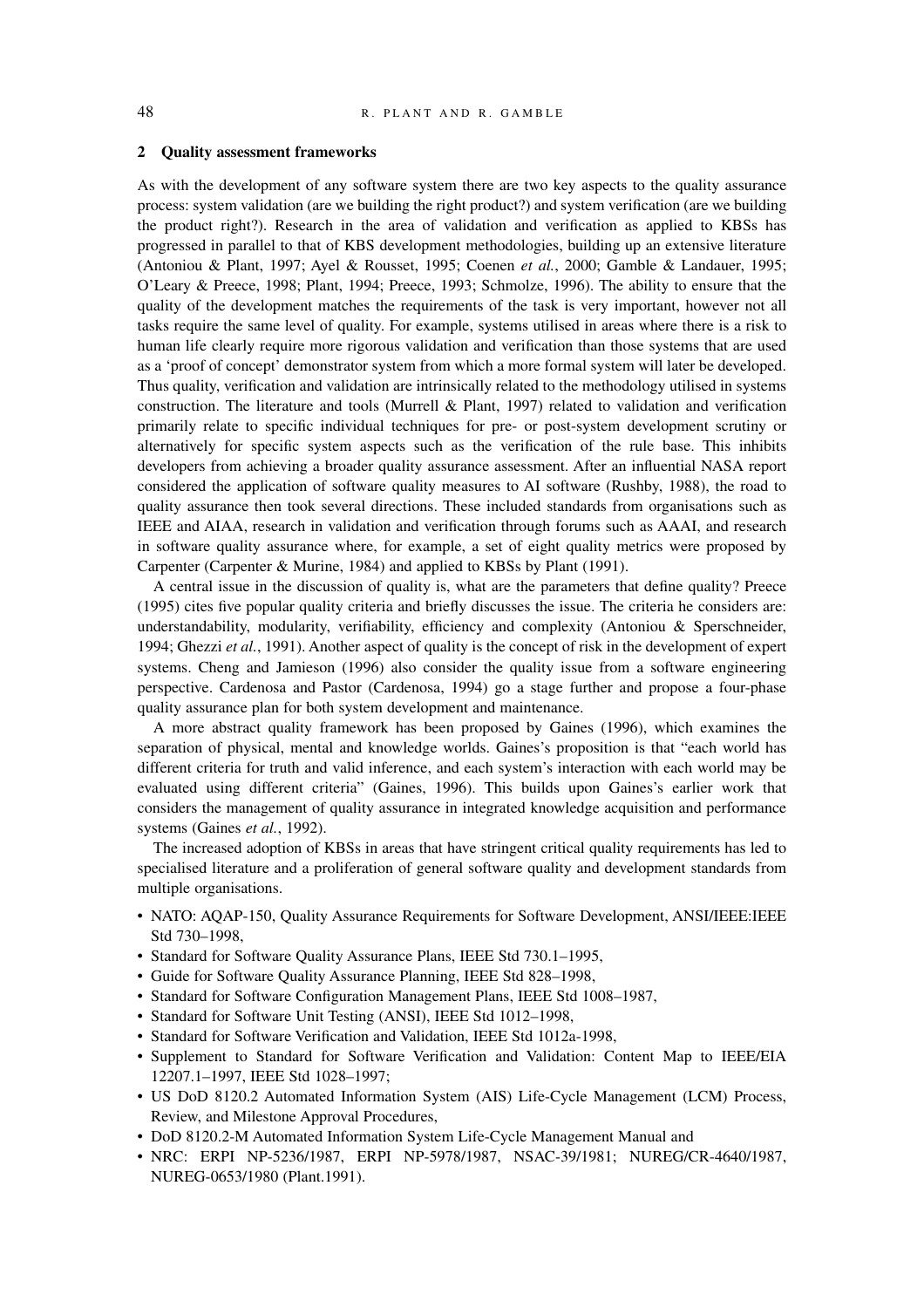## 2 Quality assessment frameworks

As with the development of any software system there are two key aspects to the quality assurance process: system validation (are we building the right product?) and system verification (are we building the product right?). Research in the area of validation and verification as applied to KBSs has progressed in parallel to that of KBS development methodologies, building up an extensive literature (Antoniou & Plant, 1997; Ayel & Rousset, 1995; Coenen *et al.*, 2000; Gamble & Landauer, 1995; O'Leary & Preece, 1998; Plant, 1994; Preece, 1993; Schmolze, 1996). The ability to ensure that the quality of the development matches the requirements of the task is very important, however not all tasks require the same level of quality. For example, systems utilised in areas where there is a risk to human life clearly require more rigorous validation and verification than those systems that are used as a 'proof of concept' demonstrator system from which a more formal system will later be developed. Thus quality, verification and validation are intrinsically related to the methodology utilised in systems construction. The literature and tools (Murrell & Plant, 1997) related to validation and verification primarily relate to specific individual techniques for pre- or post-system development scrutiny or alternatively for specific system aspects such as the verification of the rule base. This inhibits developers from achieving a broader quality assurance assessment. After an influential NASA report considered the application of software quality measures to AI software (Rushby, 1988), the road to quality assurance then took several directions. These included standards from organisations such as IEEE and AIAA, research in validation and verification through forums such as AAAI, and research in software quality assurance where, for example, a set of eight quality metrics were proposed by Carpenter (Carpenter & Murine, 1984) and applied to KBSs by Plant (1991).

A central issue in the discussion of quality is, what are the parameters that define quality? Preece (1995) cites five popular quality criteria and briefly discusses the issue. The criteria he considers are: understandability, modularity, verifiability, efficiency and complexity (Antoniou & Sperschneider, 1994; Ghezzi *et al.*, 1991). Another aspect of quality is the concept of risk in the development of expert systems. Cheng and Jamieson (1996) also consider the quality issue from a software engineering perspective. Cardenosa and Pastor (Cardenosa, 1994) go a stage further and propose a four-phase quality assurance plan for both system development and maintenance.

A more abstract quality framework has been proposed by Gaines (1996), which examines the separation of physical, mental and knowledge worlds. Gaines's proposition is that "each world has different criteria for truth and valid inference, and each system's interaction with each world may be evaluated using different criteria" (Gaines, 1996). This builds upon Gaines's earlier work that considers the management of quality assurance in integrated knowledge acquisition and performance systems (Gaines *et al.*, 1992).

The increased adoption of KBSs in areas that have stringent critical quality requirements has led to specialised literature and a proliferation of general software quality and development standards from multiple organisations.

- NATO: AQAP-150, Quality Assurance Requirements for Software Development, ANSI/IEEE:IEEE Std 730–1998,
- Standard for Software Quality Assurance Plans, IEEE Std 730.1–1995,
- Guide for Software Quality Assurance Planning, IEEE Std 828–1998,
- Standard for Software Configuration Management Plans, IEEE Std 1008–1987,
- Standard for Software Unit Testing (ANSI), IEEE Std 1012–1998,
- Standard for Software Verification and Validation, IEEE Std 1012a-1998,
- Supplement to Standard for Software Verification and Validation: Content Map to IEEE/EIA 12207.1–1997, IEEE Std 1028–1997;
- US DoD 8120.2 Automated Information System (AIS) Life-Cycle Management (LCM) Process, Review, and Milestone Approval Procedures,
- DoD 8120.2-M Automated Information System Life-Cycle Management Manual and
- NRC: ERPI NP-5236/1987, ERPI NP-5978/1987, NSAC-39/1981; NUREG/CR-4640/1987, NUREG-0653/1980 (Plant.1991).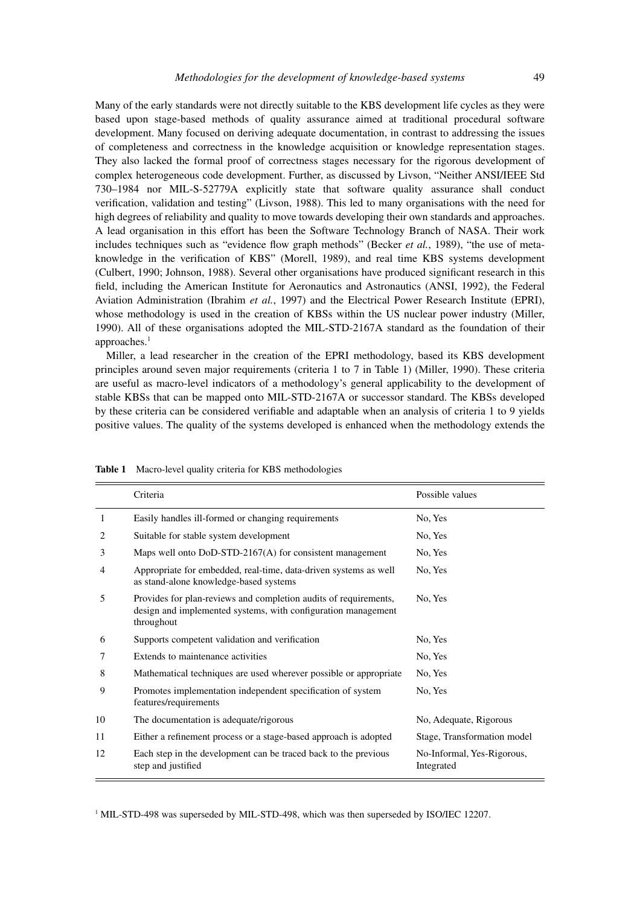Many of the early standards were not directly suitable to the KBS development life cycles as they were based upon stage-based methods of quality assurance aimed at traditional procedural software development. Many focused on deriving adequate documentation, in contrast to addressing the issues of completeness and correctness in the knowledge acquisition or knowledge representation stages. They also lacked the formal proof of correctness stages necessary for the rigorous development of complex heterogeneous code development. Further, as discussed by Livson, "Neither ANSI/IEEE Std 730–1984 nor MIL-S-52779A explicitly state that software quality assurance shall conduct verification, validation and testing" (Livson, 1988). This led to many organisations with the need for high degrees of reliability and quality to move towards developing their own standards and approaches. A lead organisation in this effort has been the Software Technology Branch of NASA. Their work includes techniques such as "evidence flow graph methods" (Becker *et al.*, 1989), "the use of meta-knowledge in the verification of KBS" (Morell, 1989), and real time KBS systems development (Culbert, 1990; Johnson, 1988). Several other organisations have produced significant research in this field, including the American Institute for Aeronautics and Astronautics (ANSI, 1992), the Federal Aviation Administration (Ibrahim *et al.*, 1997) and the Electrical Power Research Institute (EPRI), whose methodology is used in the creation of KBSs within the US nuclear power industry (Miller, 1990). All of these organisations adopted the MIL-STD-2167A standard as the foundation of their approaches.[1]

Miller, a lead researcher in the creation of the EPRI methodology, based its KBS development principles around seven major requirements (criteria 1 to 7 in Table 1) (Miller, 1990). These criteria are useful as macro-level indicators of a methodology's general applicability to the development of stable KBSs that can be mapped onto MIL-STD-2167A or successor standard. The KBSs developed by these criteria can be considered verifiable and adaptable when an analysis of criteria 1 to 9 yields positive values. The quality of the systems developed is enhanced when the methodology extends the

**Table 1** Macro-level quality criteria for KBS methodologies

| | Criteria | Possible values |
|---|---|---|
| 1 | Easily handles ill-formed or changing requirements | No, Yes |
| 2 | Suitable for stable system development | No, Yes |
| 3 | Maps well onto DoD-STD-2167(A) for consistent management | No, Yes |
| 4 | Appropriate for embedded, real-time, data-driven systems as well as stand-alone knowledge-based systems | No, Yes |
| 5 | Provides for plan-reviews and completion audits of requirements, design and implemented systems, with configuration management throughout | No, Yes |
| 6 | Supports competent validation and verification | No, Yes |
| 7 | Extends to maintenance activities | No, Yes |
| 8 | Mathematical techniques are used wherever possible or appropriate | No, Yes |
| 9 | Promotes implementation independent specification of system features/requirements | No, Yes |
| 10 | The documentation is adequate/rigorous | No, Adequate, Rigorous |
| 11 | Either a refinement process or a stage-based approach is adopted | Stage, Transformation model |
| 12 | Each step in the development can be traced back to the previous step and justified | No-Informal, Yes-Rigorous, Integrated |

[1] MIL-STD-498 was superseded by MIL-STD-498, which was then superseded by ISO/IEC 12207.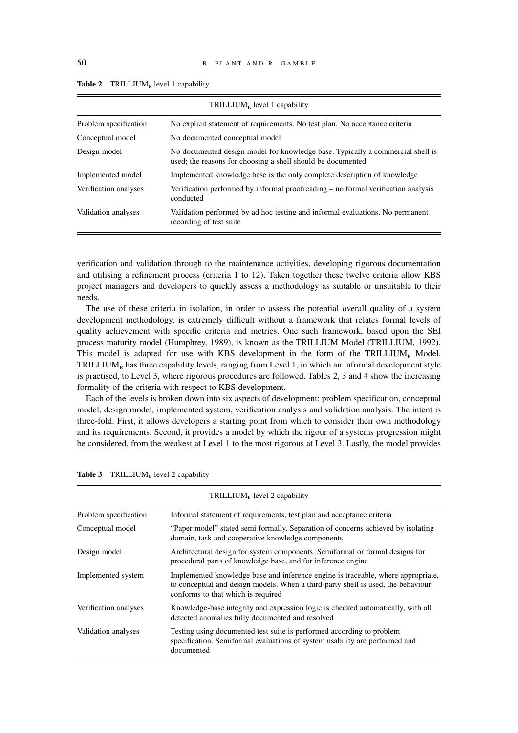**Table 2** TRILLIUM$_K$ level 1 capability

| TRILLIUM$_K$ level 1 capability | |
|---|---|
| Problem specification | No explicit statement of requirements. No test plan. No acceptance criteria |
| Conceptual model | No documented conceptual model |
| Design model | No documented design model for knowledge base. Typically a commercial shell is used; the reasons for choosing a shell should be documented |
| Implemented model | Implemented knowledge base is the only complete description of knowledge |
| Verification analyses | Verification performed by informal proofreading – no formal verification analysis conducted |
| Validation analyses | Validation performed by ad hoc testing and informal evaluations. No permanent recording of test suite |

verification and validation through to the maintenance activities, developing rigorous documentation and utilising a refinement process (criteria 1 to 12). Taken together these twelve criteria allow KBS project managers and developers to quickly assess a methodology as suitable or unsuitable to their needs.

The use of these criteria in isolation, in order to assess the potential overall quality of a system development methodology, is extremely difficult without a framework that relates formal levels of quality achievement with specific criteria and metrics. One such framework, based upon the SEI process maturity model (Humphrey, 1989), is known as the TRILLIUM Model (TRILLIUM, 1992). This model is adapted for use with KBS development in the form of the TRILLIUM$_K$ Model. TRILLIUM$_K$ has three capability levels, ranging from Level 1, in which an informal development style is practised, to Level 3, where rigorous procedures are followed. Tables 2, 3 and 4 show the increasing formality of the criteria with respect to KBS development.

Each of the levels is broken down into six aspects of development: problem specification, conceptual model, design model, implemented system, verification analysis and validation analysis. The intent is three-fold. First, it allows developers a starting point from which to consider their own methodology and its requirements. Second, it provides a model by which the rigour of a systems progression might be considered, from the weakest at Level 1 to the most rigorous at Level 3. Lastly, the model provides

**Table 3** TRILLIUM$_K$ level 2 capability

| TRILLIUM$_K$ level 2 capability | |
|---|---|
| Problem specification | Informal statement of requirements, test plan and acceptance criteria |
| Conceptual model | "Paper model" stated semi formally. Separation of concerns achieved by isolating domain, task and cooperative knowledge components |
| Design model | Architectural design for system components. Semiformal or formal designs for procedural parts of knowledge base, and for inference engine |
| Implemented system | Implemented knowledge base and inference engine is traceable, where appropriate, to conceptual and design models. When a third-party shell is used, the behaviour conforms to that which is required |
| Verification analyses | Knowledge-base integrity and expression logic is checked automatically, with all detected anomalies fully documented and resolved |
| Validation analyses | Testing using documented test suite is performed according to problem specification. Semiformal evaluations of system usability are performed and documented |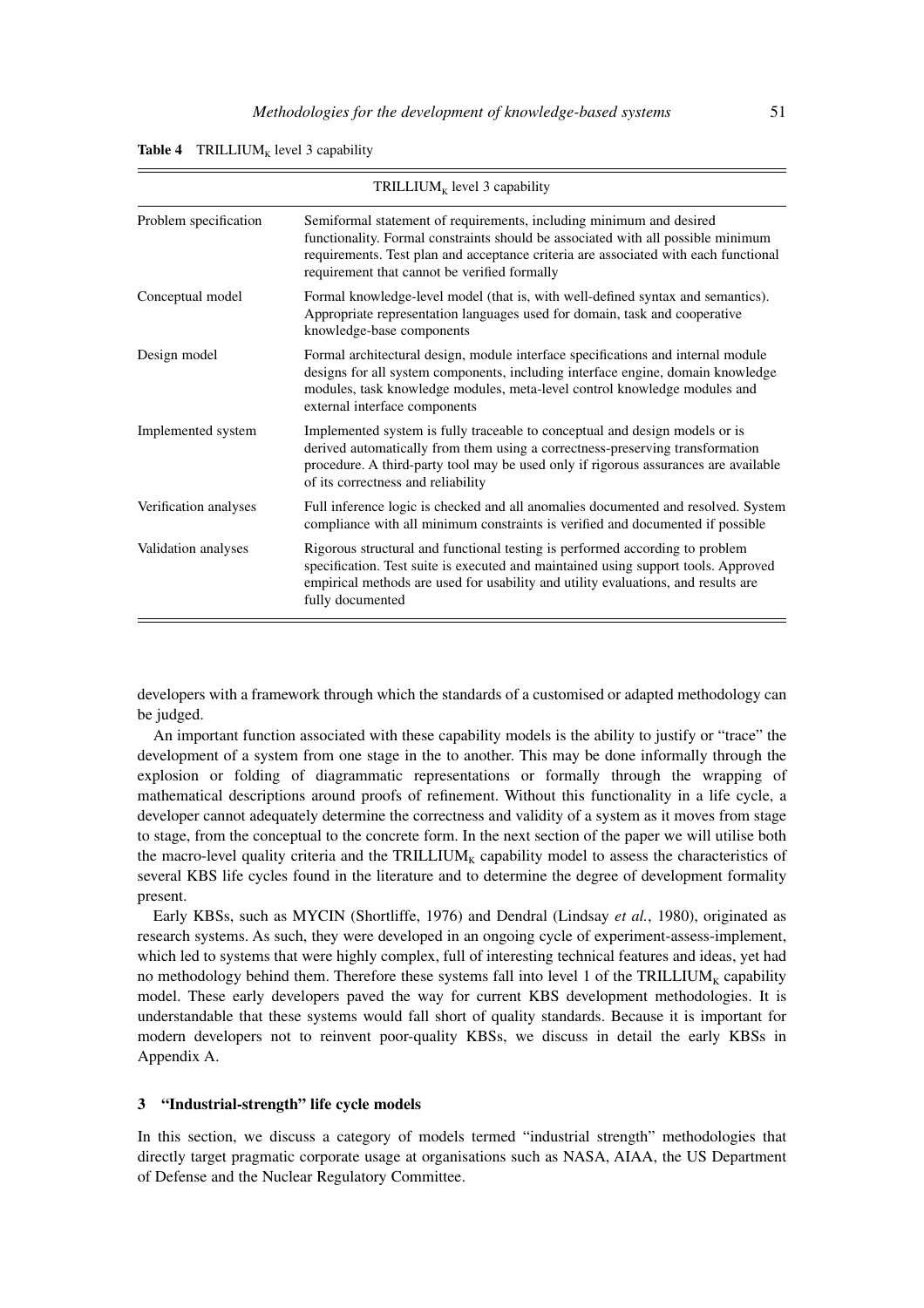**Table 4** TRILLIUM$_K$ level 3 capability

| TRILLIUM$_K$ level 3 capability | |
|---|---|
| Problem specification | Semiformal statement of requirements, including minimum and desired functionality. Formal constraints should be associated with all possible minimum requirements. Test plan and acceptance criteria are associated with each functional requirement that cannot be verified formally |
| Conceptual model | Formal knowledge-level model (that is, with well-defined syntax and semantics). Appropriate representation languages used for domain, task and cooperative knowledge-base components |
| Design model | Formal architectural design, module interface specifications and internal module designs for all system components, including interface engine, domain knowledge modules, task knowledge modules, meta-level control knowledge modules and external interface components |
| Implemented system | Implemented system is fully traceable to conceptual and design models or is derived automatically from them using a correctness-preserving transformation procedure. A third-party tool may be used only if rigorous assurances are available of its correctness and reliability |
| Verification analyses | Full inference logic is checked and all anomalies documented and resolved. System compliance with all minimum constraints is verified and documented if possible |
| Validation analyses | Rigorous structural and functional testing is performed according to problem specification. Test suite is executed and maintained using support tools. Approved empirical methods are used for usability and utility evaluations, and results are fully documented |

developers with a framework through which the standards of a customised or adapted methodology can be judged.

An important function associated with these capability models is the ability to justify or "trace" the development of a system from one stage in the to another. This may be done informally through the explosion or folding of diagrammatic representations or formally through the wrapping of mathematical descriptions around proofs of refinement. Without this functionality in a life cycle, a developer cannot adequately determine the correctness and validity of a system as it moves from stage to stage, from the conceptual to the concrete form. In the next section of the paper we will utilise both the macro-level quality criteria and the TRILLIUM$_K$ capability model to assess the characteristics of several KBS life cycles found in the literature and to determine the degree of development formality present.

Early KBSs, such as MYCIN (Shortliffe, 1976) and Dendral (Lindsay *et al.*, 1980), originated as research systems. As such, they were developed in an ongoing cycle of experiment-assess-implement, which led to systems that were highly complex, full of interesting technical features and ideas, yet had no methodology behind them. Therefore these systems fall into level 1 of the TRILLIUM$_K$ capability model. These early developers paved the way for current KBS development methodologies. It is understandable that these systems would fall short of quality standards. Because it is important for modern developers not to reinvent poor-quality KBSs, we discuss in detail the early KBSs in Appendix A.

## 3 "Industrial-strength" life cycle models

In this section, we discuss a category of models termed "industrial strength" methodologies that directly target pragmatic corporate usage at organisations such as NASA, AIAA, the US Department of Defense and the Nuclear Regulatory Committee.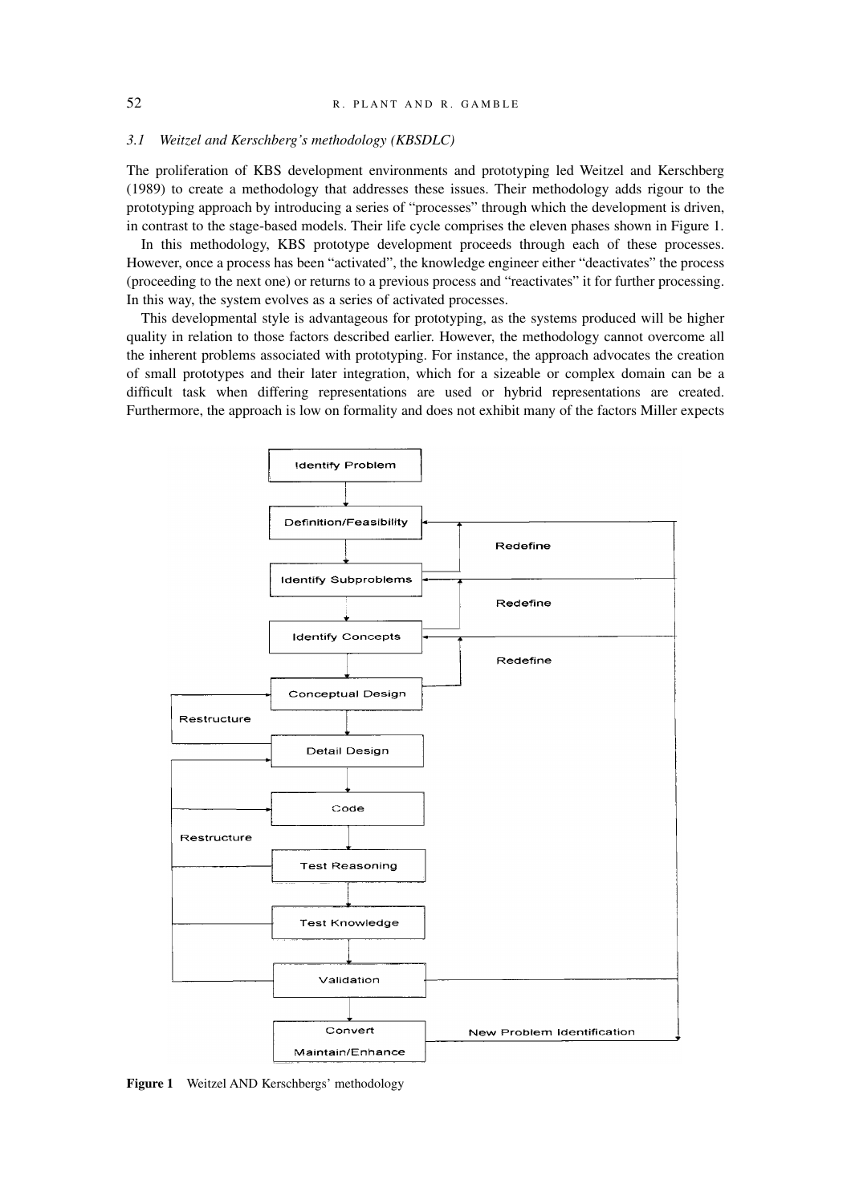### 3.1 Weitzel and Kerschberg's methodology (KBSDLC)

The proliferation of KBS development environments and prototyping led Weitzel and Kerschberg (1989) to create a methodology that addresses these issues. Their methodology adds rigour to the prototyping approach by introducing a series of "processes" through which the development is driven, in contrast to the stage-based models. Their life cycle comprises the eleven phases shown in Figure 1.

In this methodology, KBS prototype development proceeds through each of these processes. However, once a process has been "activated", the knowledge engineer either "deactivates" the process (proceeding to the next one) or returns to a previous process and "reactivates" it for further processing. In this way, the system evolves as a series of activated processes.

This developmental style is advantageous for prototyping, as the systems produced will be higher quality in relation to those factors described earlier. However, the methodology cannot overcome all the inherent problems associated with prototyping. For instance, the approach advocates the creation of small prototypes and their later integration, which for a sizeable or complex domain can be a difficult task when differing representations are used or hybrid representations are created. Furthermore, the approach is low on formality and does not exhibit many of the factors Miller expects

Identify Problem → Definition/Feasibility → Identify Subproblems → Identify Concepts → Conceptual Design → Detail Design → Code → Test Reasoning → Test Knowledge → Validation → Convert Maintain/Enhance

Redefine, Redefine, Redefine, Restructure, Restructure, New Problem Identification

**Figure 1** Weitzel AND Kerschbergs' methodology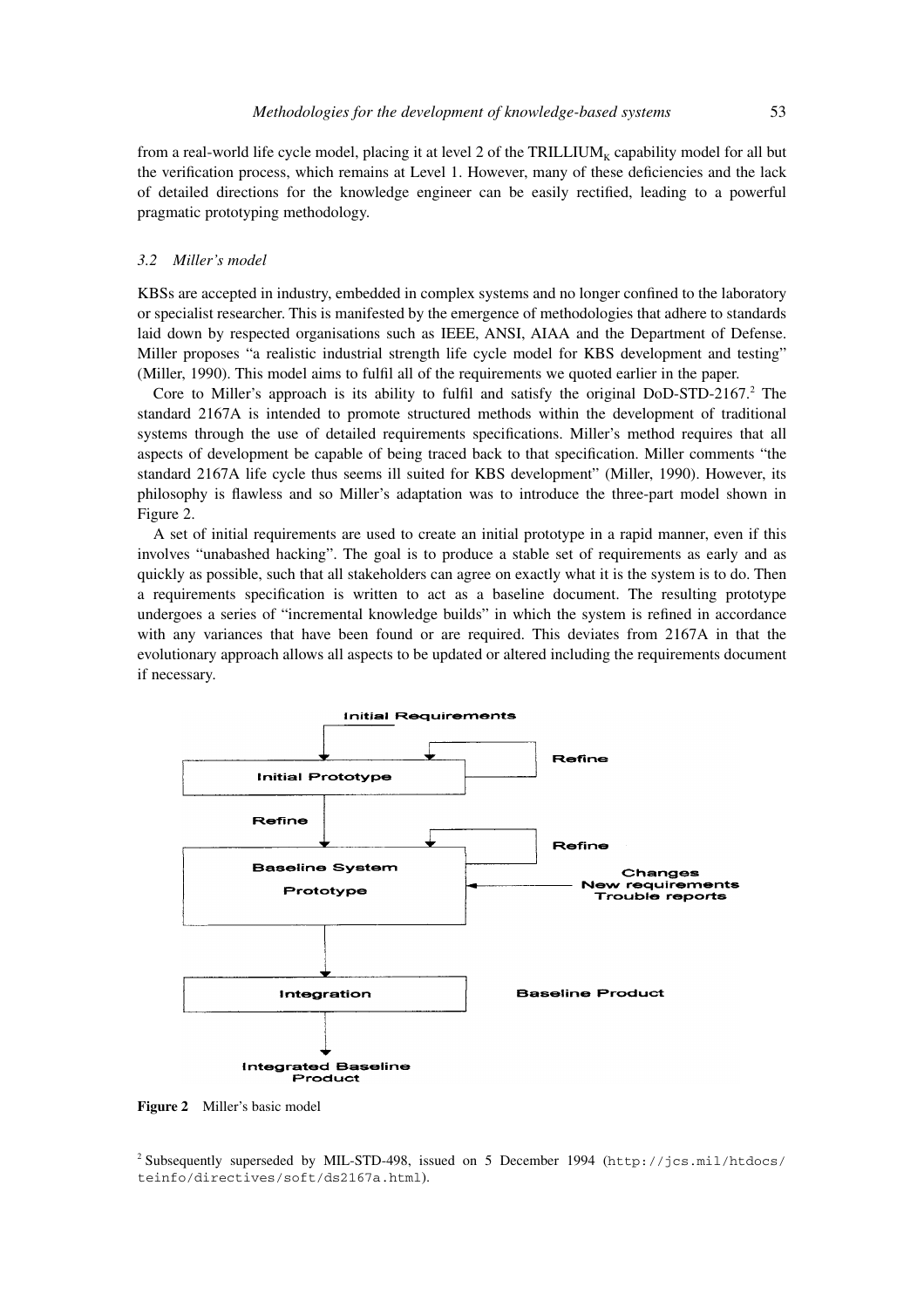from a real-world life cycle model, placing it at level 2 of the TRILLIUM$_K$ capability model for all but the verification process, which remains at Level 1. However, many of these deficiencies and the lack of detailed directions for the knowledge engineer can be easily rectified, leading to a powerful pragmatic prototyping methodology.

### *3.2 Miller's model*

KBSs are accepted in industry, embedded in complex systems and no longer confined to the laboratory or specialist researcher. This is manifested by the emergence of methodologies that adhere to standards laid down by respected organisations such as IEEE, ANSI, AIAA and the Department of Defense. Miller proposes "a realistic industrial strength life cycle model for KBS development and testing" (Miller, 1990). This model aims to fulfil all of the requirements we quoted earlier in the paper.

Core to Miller's approach is its ability to fulfil and satisfy the original DoD-STD-2167.[2] The standard 2167A is intended to promote structured methods within the development of traditional systems through the use of detailed requirements specifications. Miller's method requires that all aspects of development be capable of being traced back to that specification. Miller comments "the standard 2167A life cycle thus seems ill suited for KBS development" (Miller, 1990). However, its philosophy is flawless and so Miller's adaptation was to introduce the three-part model shown in Figure 2.

A set of initial requirements are used to create an initial prototype in a rapid manner, even if this involves "unabashed hacking". The goal is to produce a stable set of requirements as early and as quickly as possible, such that all stakeholders can agree on exactly what it is the system is to do. Then a requirements specification is written to act as a baseline document. The resulting prototype undergoes a series of "incremental knowledge builds" in which the system is refined in accordance with any variances that have been found or are required. This deviates from 2167A in that the evolutionary approach allows all aspects to be updated or altered including the requirements document if necessary.

Initial Requirements

Initial Prototype — Refine

Refine

Baseline System Prototype — Refine

Changes
New requirements
Trouble reports

Integration — Baseline Product

Integrated Baseline Product

**Figure 2** Miller's basic model

[2] Subsequently superseded by MIL-STD-498, issued on 5 December 1994 (`http://jcs.mil/htdocs/teinfo/directives/soft/ds2167a.html`).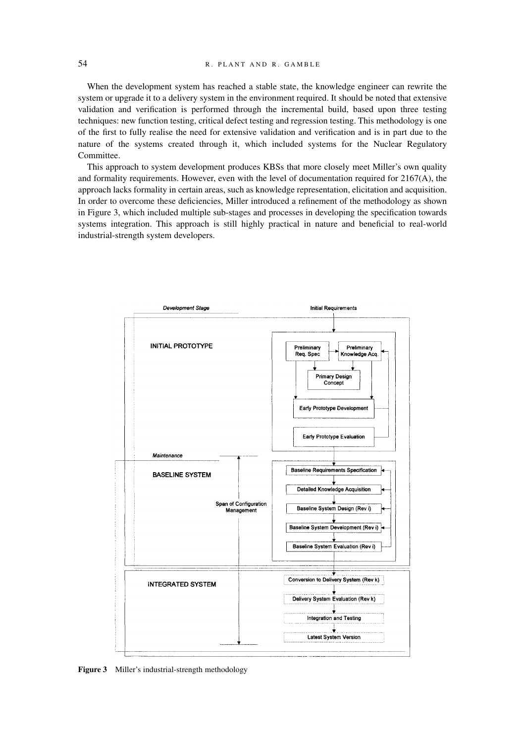When the development system has reached a stable state, the knowledge engineer can rewrite the system or upgrade it to a delivery system in the environment required. It should be noted that extensive validation and verification is performed through the incremental build, based upon three testing techniques: new function testing, critical defect testing and regression testing. This methodology is one of the first to fully realise the need for extensive validation and verification and is in part due to the nature of the systems created through it, which included systems for the Nuclear Regulatory Committee.

This approach to system development produces KBSs that more closely meet Miller's own quality and formality requirements. However, even with the level of documentation required for 2167(A), the approach lacks formality in certain areas, such as knowledge representation, elicitation and acquisition. In order to overcome these deficiencies, Miller introduced a refinement of the methodology as shown in Figure 3, which included multiple sub-stages and processes in developing the specification towards systems integration. This approach is still highly practical in nature and beneficial to real-world industrial-strength system developers.

**Figure 3** Miller's industrial-strength methodology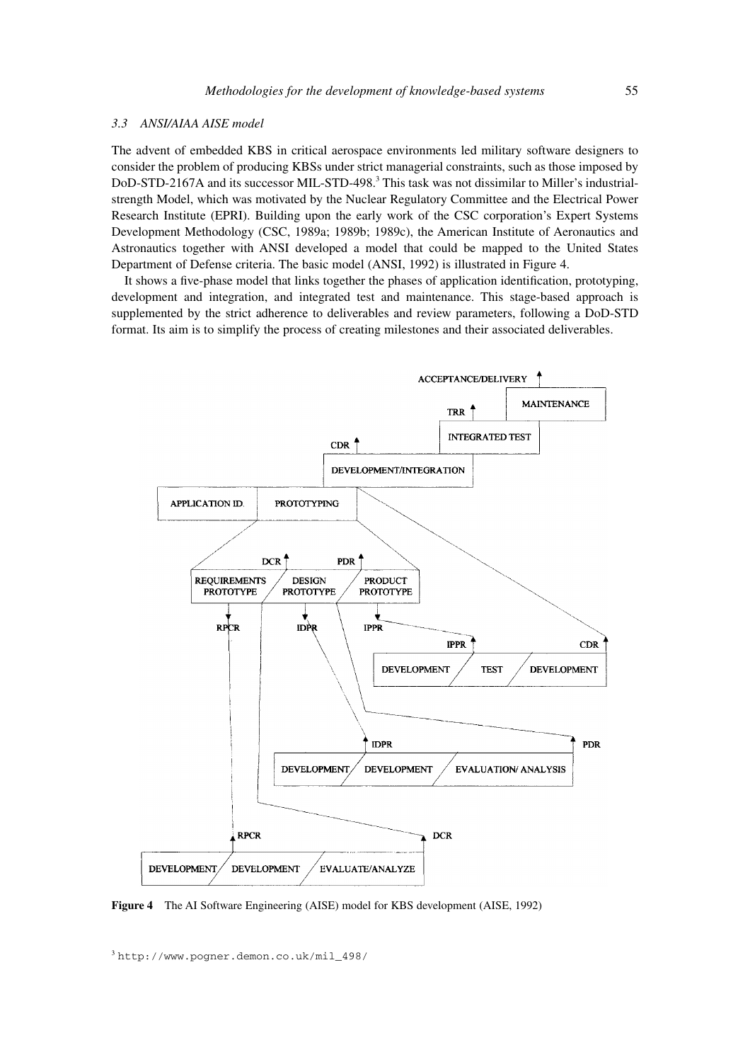### 3.3 ANSI/AIAA AISE model

The advent of embedded KBS in critical aerospace environments led military software designers to consider the problem of producing KBSs under strict managerial constraints, such as those imposed by DoD-STD-2167A and its successor MIL-STD-498.[3] This task was not dissimilar to Miller's industrial-strength Model, which was motivated by the Nuclear Regulatory Committee and the Electrical Power Research Institute (EPRI). Building upon the early work of the CSC corporation's Expert Systems Development Methodology (CSC, 1989a; 1989b; 1989c), the American Institute of Aeronautics and Astronautics together with ANSI developed a model that could be mapped to the United States Department of Defense criteria. The basic model (ANSI, 1992) is illustrated in Figure 4.

It shows a five-phase model that links together the phases of application identification, prototyping, development and integration, and integrated test and maintenance. This stage-based approach is supplemented by the strict adherence to deliverables and review parameters, following a DoD-STD format. Its aim is to simplify the process of creating milestones and their associated deliverables.

**Figure 4** The AI Software Engineering (AISE) model for KBS development (AISE, 1992)

[3] http://www.pogner.demon.co.uk/mil_498/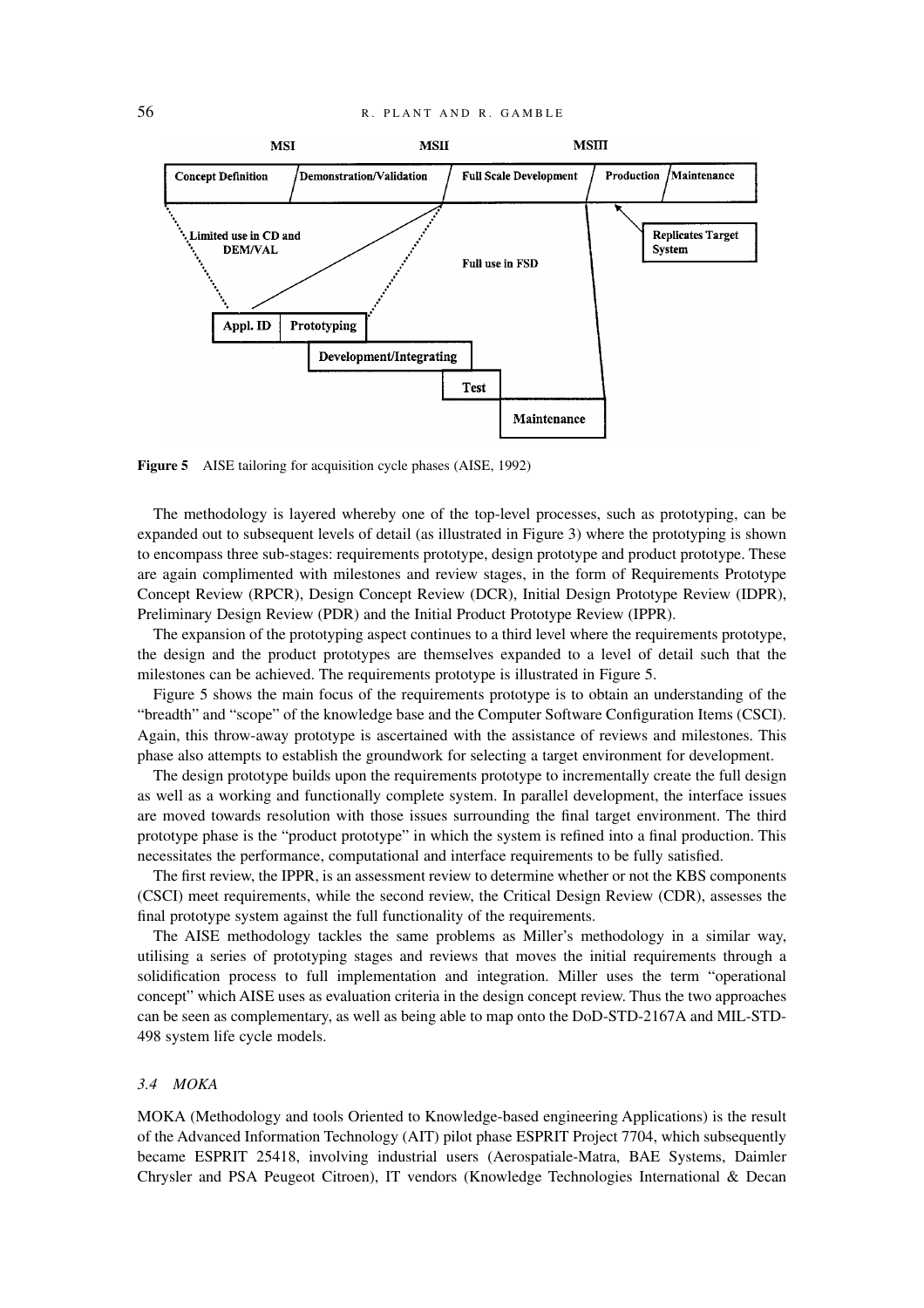Figure 5 AISE tailoring for acquisition cycle phases (AISE, 1992)

The methodology is layered whereby one of the top-level processes, such as prototyping, can be expanded out to subsequent levels of detail (as illustrated in Figure 3) where the prototyping is shown to encompass three sub-stages: requirements prototype, design prototype and product prototype. These are again complimented with milestones and review stages, in the form of Requirements Prototype Concept Review (RPCR), Design Concept Review (DCR), Initial Design Prototype Review (IDPR), Preliminary Design Review (PDR) and the Initial Product Prototype Review (IPPR).

The expansion of the prototyping aspect continues to a third level where the requirements prototype, the design and the product prototypes are themselves expanded to a level of detail such that the milestones can be achieved. The requirements prototype is illustrated in Figure 5.

Figure 5 shows the main focus of the requirements prototype is to obtain an understanding of the "breadth" and "scope" of the knowledge base and the Computer Software Configuration Items (CSCI). Again, this throw-away prototype is ascertained with the assistance of reviews and milestones. This phase also attempts to establish the groundwork for selecting a target environment for development.

The design prototype builds upon the requirements prototype to incrementally create the full design as well as a working and functionally complete system. In parallel development, the interface issues are moved towards resolution with those issues surrounding the final target environment. The third prototype phase is the "product prototype" in which the system is refined into a final production. This necessitates the performance, computational and interface requirements to be fully satisfied.

The first review, the IPPR, is an assessment review to determine whether or not the KBS components (CSCI) meet requirements, while the second review, the Critical Design Review (CDR), assesses the final prototype system against the full functionality of the requirements.

The AISE methodology tackles the same problems as Miller's methodology in a similar way, utilising a series of prototyping stages and reviews that moves the initial requirements through a solidification process to full implementation and integration. Miller uses the term "operational concept" which AISE uses as evaluation criteria in the design concept review. Thus the two approaches can be seen as complementary, as well as being able to map onto the DoD-STD-2167A and MIL-STD-498 system life cycle models.

### *3.4 MOKA*

MOKA (Methodology and tools Oriented to Knowledge-based engineering Applications) is the result of the Advanced Information Technology (AIT) pilot phase ESPRIT Project 7704, which subsequently became ESPRIT 25418, involving industrial users (Aerospatiale-Matra, BAE Systems, Daimler Chrysler and PSA Peugeot Citroen), IT vendors (Knowledge Technologies International & Decan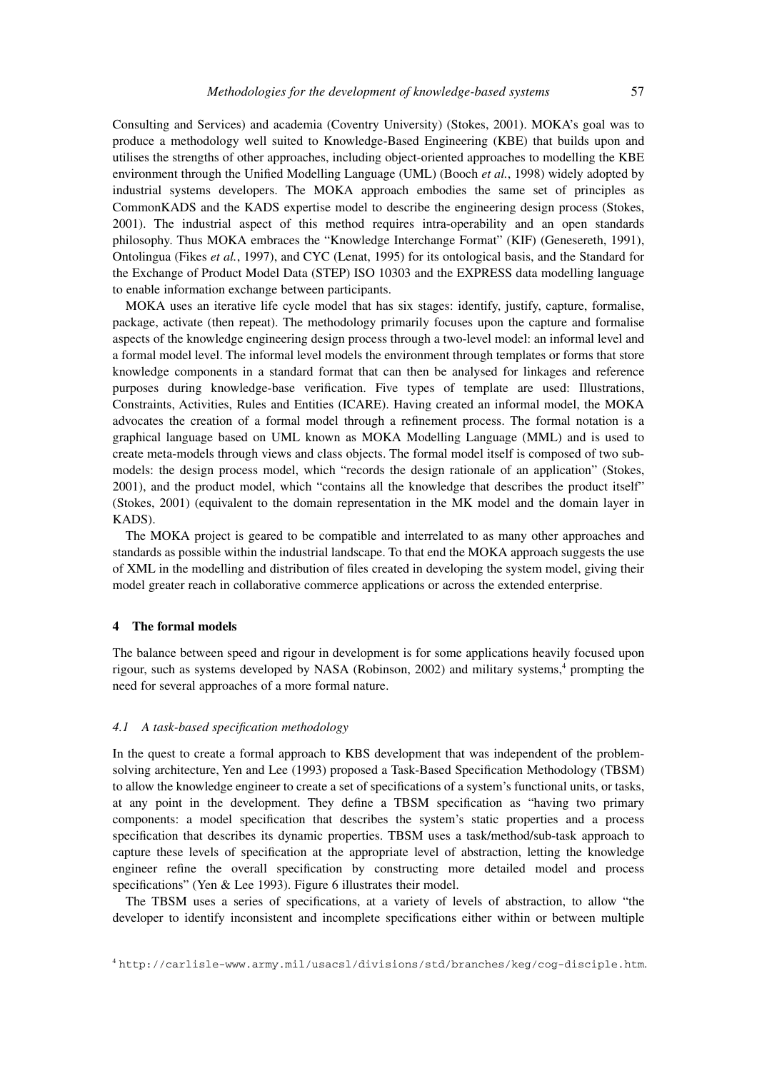Consulting and Services) and academia (Coventry University) (Stokes, 2001). MOKA's goal was to produce a methodology well suited to Knowledge-Based Engineering (KBE) that builds upon and utilises the strengths of other approaches, including object-oriented approaches to modelling the KBE environment through the Unified Modelling Language (UML) (Booch *et al.*, 1998) widely adopted by industrial systems developers. The MOKA approach embodies the same set of principles as CommonKADS and the KADS expertise model to describe the engineering design process (Stokes, 2001). The industrial aspect of this method requires intra-operability and an open standards philosophy. Thus MOKA embraces the "Knowledge Interchange Format" (KIF) (Genesereth, 1991), Ontolingua (Fikes *et al.*, 1997), and CYC (Lenat, 1995) for its ontological basis, and the Standard for the Exchange of Product Model Data (STEP) ISO 10303 and the EXPRESS data modelling language to enable information exchange between participants.

MOKA uses an iterative life cycle model that has six stages: identify, justify, capture, formalise, package, activate (then repeat). The methodology primarily focuses upon the capture and formalise aspects of the knowledge engineering design process through a two-level model: an informal level and a formal model level. The informal level models the environment through templates or forms that store knowledge components in a standard format that can then be analysed for linkages and reference purposes during knowledge-base verification. Five types of template are used: Illustrations, Constraints, Activities, Rules and Entities (ICARE). Having created an informal model, the MOKA advocates the creation of a formal model through a refinement process. The formal notation is a graphical language based on UML known as MOKA Modelling Language (MML) and is used to create meta-models through views and class objects. The formal model itself is composed of two sub-models: the design process model, which "records the design rationale of an application" (Stokes, 2001), and the product model, which "contains all the knowledge that describes the product itself" (Stokes, 2001) (equivalent to the domain representation in the MK model and the domain layer in KADS).

The MOKA project is geared to be compatible and interrelated to as many other approaches and standards as possible within the industrial landscape. To that end the MOKA approach suggests the use of XML in the modelling and distribution of files created in developing the system model, giving their model greater reach in collaborative commerce applications or across the extended enterprise.

## 4 The formal models

The balance between speed and rigour in development is for some applications heavily focused upon rigour, such as systems developed by NASA (Robinson, 2002) and military systems,[4] prompting the need for several approaches of a more formal nature.

### *4.1 A task-based specification methodology*

In the quest to create a formal approach to KBS development that was independent of the problem-solving architecture, Yen and Lee (1993) proposed a Task-Based Specification Methodology (TBSM) to allow the knowledge engineer to create a set of specifications of a system's functional units, or tasks, at any point in the development. They define a TBSM specification as "having two primary components: a model specification that describes the system's static properties and a process specification that describes its dynamic properties. TBSM uses a task/method/sub-task approach to capture these levels of specification at the appropriate level of abstraction, letting the knowledge engineer refine the overall specification by constructing more detailed model and process specifications" (Yen & Lee 1993). Figure 6 illustrates their model.

The TBSM uses a series of specifications, at a variety of levels of abstraction, to allow "the developer to identify inconsistent and incomplete specifications either within or between multiple

[4] http://carlisle-www.army.mil/usacsl/divisions/std/branches/keg/cog-disciple.htm.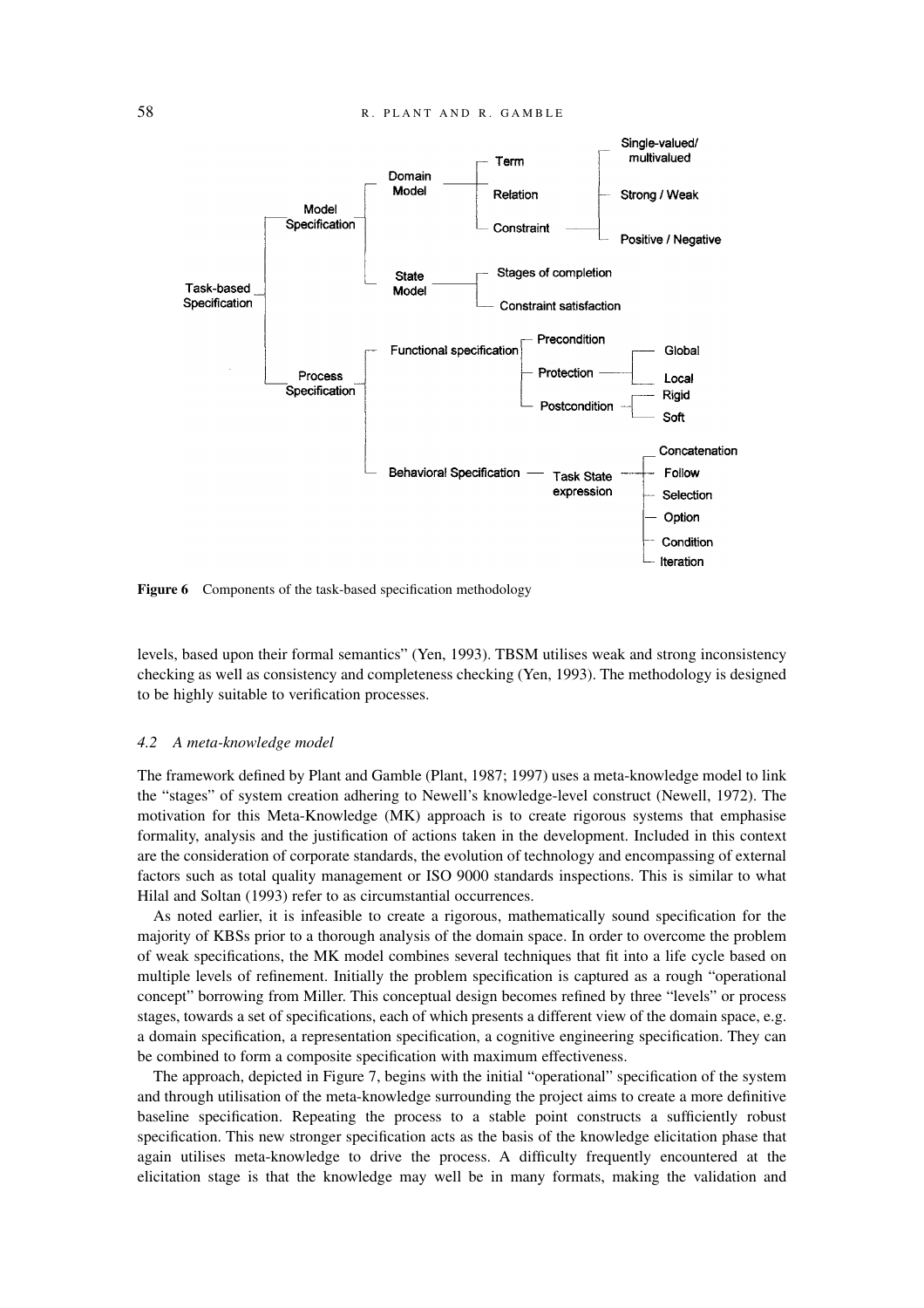Figure 6 Components of the task-based specification methodology

levels, based upon their formal semantics" (Yen, 1993). TBSM utilises weak and strong inconsistency checking as well as consistency and completeness checking (Yen, 1993). The methodology is designed to be highly suitable to verification processes.

### *4.2 A meta-knowledge model*

The framework defined by Plant and Gamble (Plant, 1987; 1997) uses a meta-knowledge model to link the "stages" of system creation adhering to Newell's knowledge-level construct (Newell, 1972). The motivation for this Meta-Knowledge (MK) approach is to create rigorous systems that emphasise formality, analysis and the justification of actions taken in the development. Included in this context are the consideration of corporate standards, the evolution of technology and encompassing of external factors such as total quality management or ISO 9000 standards inspections. This is similar to what Hilal and Soltan (1993) refer to as circumstantial occurrences.

As noted earlier, it is infeasible to create a rigorous, mathematically sound specification for the majority of KBSs prior to a thorough analysis of the domain space. In order to overcome the problem of weak specifications, the MK model combines several techniques that fit into a life cycle based on multiple levels of refinement. Initially the problem specification is captured as a rough "operational concept" borrowing from Miller. This conceptual design becomes refined by three "levels" or process stages, towards a set of specifications, each of which presents a different view of the domain space, e.g. a domain specification, a representation specification, a cognitive engineering specification. They can be combined to form a composite specification with maximum effectiveness.

The approach, depicted in Figure 7, begins with the initial "operational" specification of the system and through utilisation of the meta-knowledge surrounding the project aims to create a more definitive baseline specification. Repeating the process to a stable point constructs a sufficiently robust specification. This new stronger specification acts as the basis of the knowledge elicitation phase that again utilises meta-knowledge to drive the process. A difficulty frequently encountered at the elicitation stage is that the knowledge may well be in many formats, making the validation and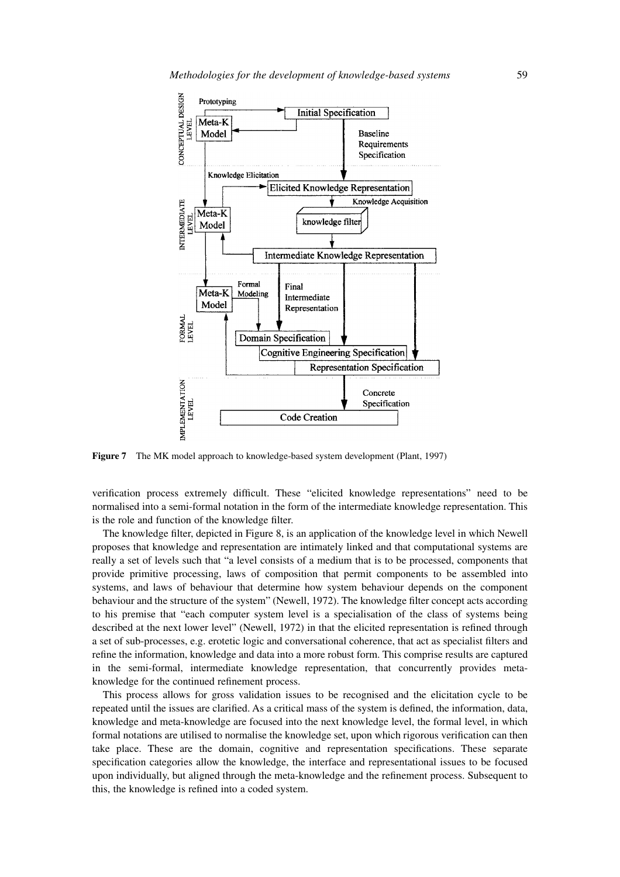**Figure 7** The MK model approach to knowledge-based system development (Plant, 1997)

verification process extremely difficult. These "elicited knowledge representations" need to be normalised into a semi-formal notation in the form of the intermediate knowledge representation. This is the role and function of the knowledge filter.

The knowledge filter, depicted in Figure 8, is an application of the knowledge level in which Newell proposes that knowledge and representation are intimately linked and that computational systems are really a set of levels such that "a level consists of a medium that is to be processed, components that provide primitive processing, laws of composition that permit components to be assembled into systems, and laws of behaviour that determine how system behaviour depends on the component behaviour and the structure of the system" (Newell, 1972). The knowledge filter concept acts according to his premise that "each computer system level is a specialisation of the class of systems being described at the next lower level" (Newell, 1972) in that the elicited representation is refined through a set of sub-processes, e.g. erotetic logic and conversational coherence, that act as specialist filters and refine the information, knowledge and data into a more robust form. This comprise results are captured in the semi-formal, intermediate knowledge representation, that concurrently provides meta-knowledge for the continued refinement process.

This process allows for gross validation issues to be recognised and the elicitation cycle to be repeated until the issues are clarified. As a critical mass of the system is defined, the information, data, knowledge and meta-knowledge are focused into the next knowledge level, the formal level, in which formal notations are utilised to normalise the knowledge set, upon which rigorous verification can then take place. These are the domain, cognitive and representation specifications. These separate specification categories allow the knowledge, the interface and representational issues to be focused upon individually, but aligned through the meta-knowledge and the refinement process. Subsequent to this, the knowledge is refined into a coded system.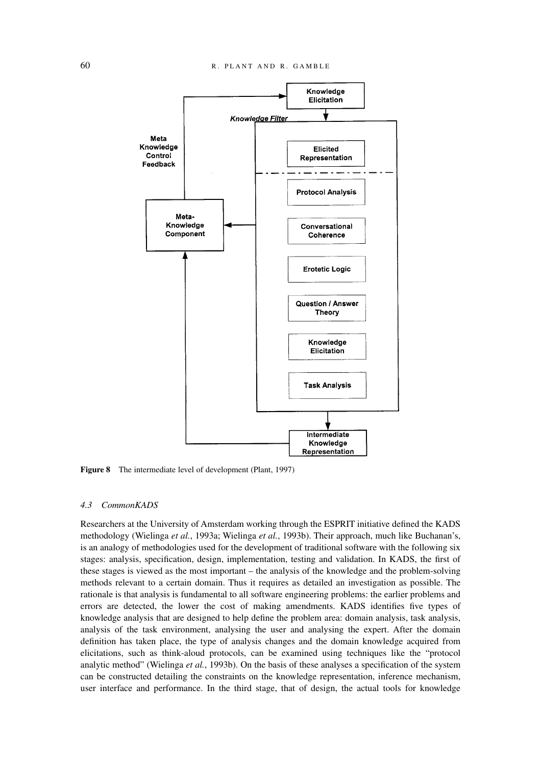Figure 8 The intermediate level of development (Plant, 1997)

### 4.3 CommonKADS

Researchers at the University of Amsterdam working through the ESPRIT initiative defined the KADS methodology (Wielinga *et al.*, 1993a; Wielinga *et al.*, 1993b). Their approach, much like Buchanan's, is an analogy of methodologies used for the development of traditional software with the following six stages: analysis, specification, design, implementation, testing and validation. In KADS, the first of these stages is viewed as the most important – the analysis of the knowledge and the problem-solving methods relevant to a certain domain. Thus it requires as detailed an investigation as possible. The rationale is that analysis is fundamental to all software engineering problems: the earlier problems and errors are detected, the lower the cost of making amendments. KADS identifies five types of knowledge analysis that are designed to help define the problem area: domain analysis, task analysis, analysis of the task environment, analysing the user and analysing the expert. After the domain definition has taken place, the type of analysis changes and the domain knowledge acquired from elicitations, such as think-aloud protocols, can be examined using techniques like the "protocol analytic method" (Wielinga *et al.*, 1993b). On the basis of these analyses a specification of the system can be constructed detailing the constraints on the knowledge representation, inference mechanism, user interface and performance. In the third stage, that of design, the actual tools for knowledge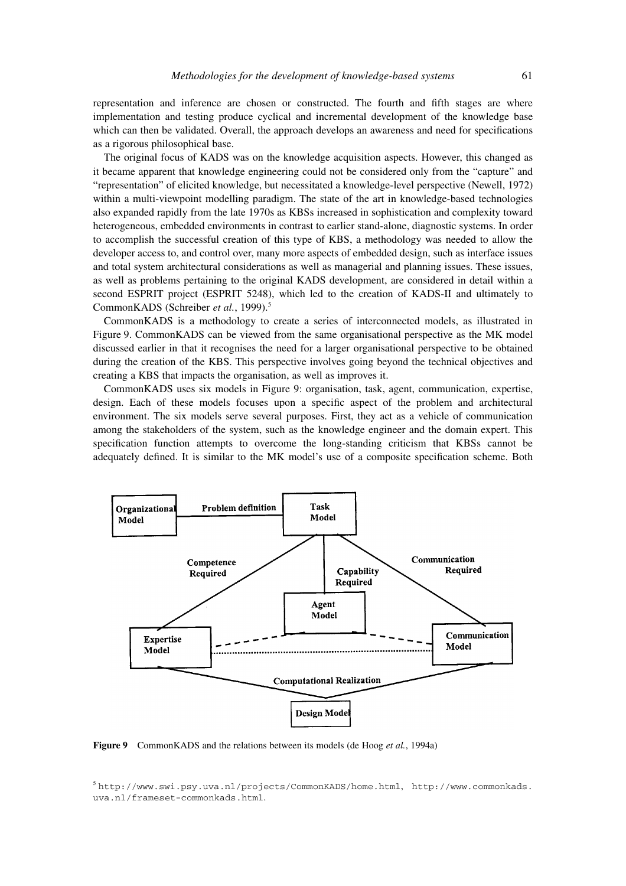representation and inference are chosen or constructed. The fourth and fifth stages are where implementation and testing produce cyclical and incremental development of the knowledge base which can then be validated. Overall, the approach develops an awareness and need for specifications as a rigorous philosophical base.

The original focus of KADS was on the knowledge acquisition aspects. However, this changed as it became apparent that knowledge engineering could not be considered only from the "capture" and "representation" of elicited knowledge, but necessitated a knowledge-level perspective (Newell, 1972) within a multi-viewpoint modelling paradigm. The state of the art in knowledge-based technologies also expanded rapidly from the late 1970s as KBSs increased in sophistication and complexity toward heterogeneous, embedded environments in contrast to earlier stand-alone, diagnostic systems. In order to accomplish the successful creation of this type of KBS, a methodology was needed to allow the developer access to, and control over, many more aspects of embedded design, such as interface issues and total system architectural considerations as well as managerial and planning issues. These issues, as well as problems pertaining to the original KADS development, are considered in detail within a second ESPRIT project (ESPRIT 5248), which led to the creation of KADS-II and ultimately to CommonKADS (Schreiber *et al.*, 1999).[5]

CommonKADS is a methodology to create a series of interconnected models, as illustrated in Figure 9. CommonKADS can be viewed from the same organisational perspective as the MK model discussed earlier in that it recognises the need for a larger organisational perspective to be obtained during the creation of the KBS. This perspective involves going beyond the technical objectives and creating a KBS that impacts the organisation, as well as improves it.

CommonKADS uses six models in Figure 9: organisation, task, agent, communication, expertise, design. Each of these models focuses upon a specific aspect of the problem and architectural environment. The six models serve several purposes. First, they act as a vehicle of communication among the stakeholders of the system, such as the knowledge engineer and the domain expert. This specification function attempts to overcome the long-standing criticism that KBSs cannot be adequately defined. It is similar to the MK model's use of a composite specification scheme. Both

**Figure 9** CommonKADS and the relations between its models (de Hoog *et al.*, 1994a)

[5] http://www.swi.psy.uva.nl/projects/CommonKADS/home.html, http://www.commonkads.uva.nl/frameset-commonkads.html.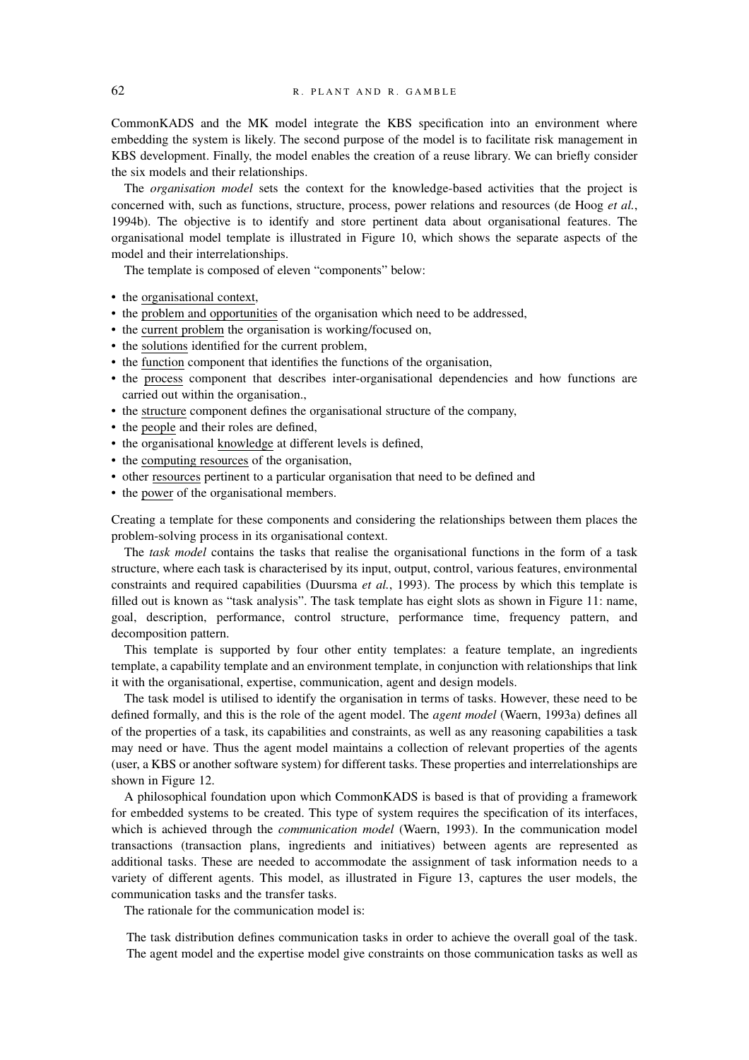CommonKADS and the MK model integrate the KBS specification into an environment where embedding the system is likely. The second purpose of the model is to facilitate risk management in KBS development. Finally, the model enables the creation of a reuse library. We can briefly consider the six models and their relationships.

The *organisation model* sets the context for the knowledge-based activities that the project is concerned with, such as functions, structure, process, power relations and resources (de Hoog *et al.*, 1994b). The objective is to identify and store pertinent data about organisational features. The organisational model template is illustrated in Figure 10, which shows the separate aspects of the model and their interrelationships.

The template is composed of eleven "components" below:

- the <u>organisational context</u>,
- the <u>problem and opportunities</u> of the organisation which need to be addressed,
- the <u>current problem</u> the organisation is working/focused on,
- the <u>solutions</u> identified for the current problem,
- the <u>function</u> component that identifies the functions of the organisation,
- the <u>process</u> component that describes inter-organisational dependencies and how functions are carried out within the organisation.,
- the <u>structure</u> component defines the organisational structure of the company,
- the <u>people</u> and their roles are defined,
- the organisational <u>knowledge</u> at different levels is defined,
- the <u>computing resources</u> of the organisation,
- other <u>resources</u> pertinent to a particular organisation that need to be defined and
- the <u>power</u> of the organisational members.

Creating a template for these components and considering the relationships between them places the problem-solving process in its organisational context.

The *task model* contains the tasks that realise the organisational functions in the form of a task structure, where each task is characterised by its input, output, control, various features, environmental constraints and required capabilities (Duursma *et al.*, 1993). The process by which this template is filled out is known as "task analysis". The task template has eight slots as shown in Figure 11: name, goal, description, performance, control structure, performance time, frequency pattern, and decomposition pattern.

This template is supported by four other entity templates: a feature template, an ingredients template, a capability template and an environment template, in conjunction with relationships that link it with the organisational, expertise, communication, agent and design models.

The task model is utilised to identify the organisation in terms of tasks. However, these need to be defined formally, and this is the role of the agent model. The *agent model* (Waern, 1993a) defines all of the properties of a task, its capabilities and constraints, as well as any reasoning capabilities a task may need or have. Thus the agent model maintains a collection of relevant properties of the agents (user, a KBS or another software system) for different tasks. These properties and interrelationships are shown in Figure 12.

A philosophical foundation upon which CommonKADS is based is that of providing a framework for embedded systems to be created. This type of system requires the specification of its interfaces, which is achieved through the *communication model* (Waern, 1993). In the communication model transactions (transaction plans, ingredients and initiatives) between agents are represented as additional tasks. These are needed to accommodate the assignment of task information needs to a variety of different agents. This model, as illustrated in Figure 13, captures the user models, the communication tasks and the transfer tasks.

The rationale for the communication model is:

> The task distribution defines communication tasks in order to achieve the overall goal of the task. The agent model and the expertise model give constraints on those communication tasks as well as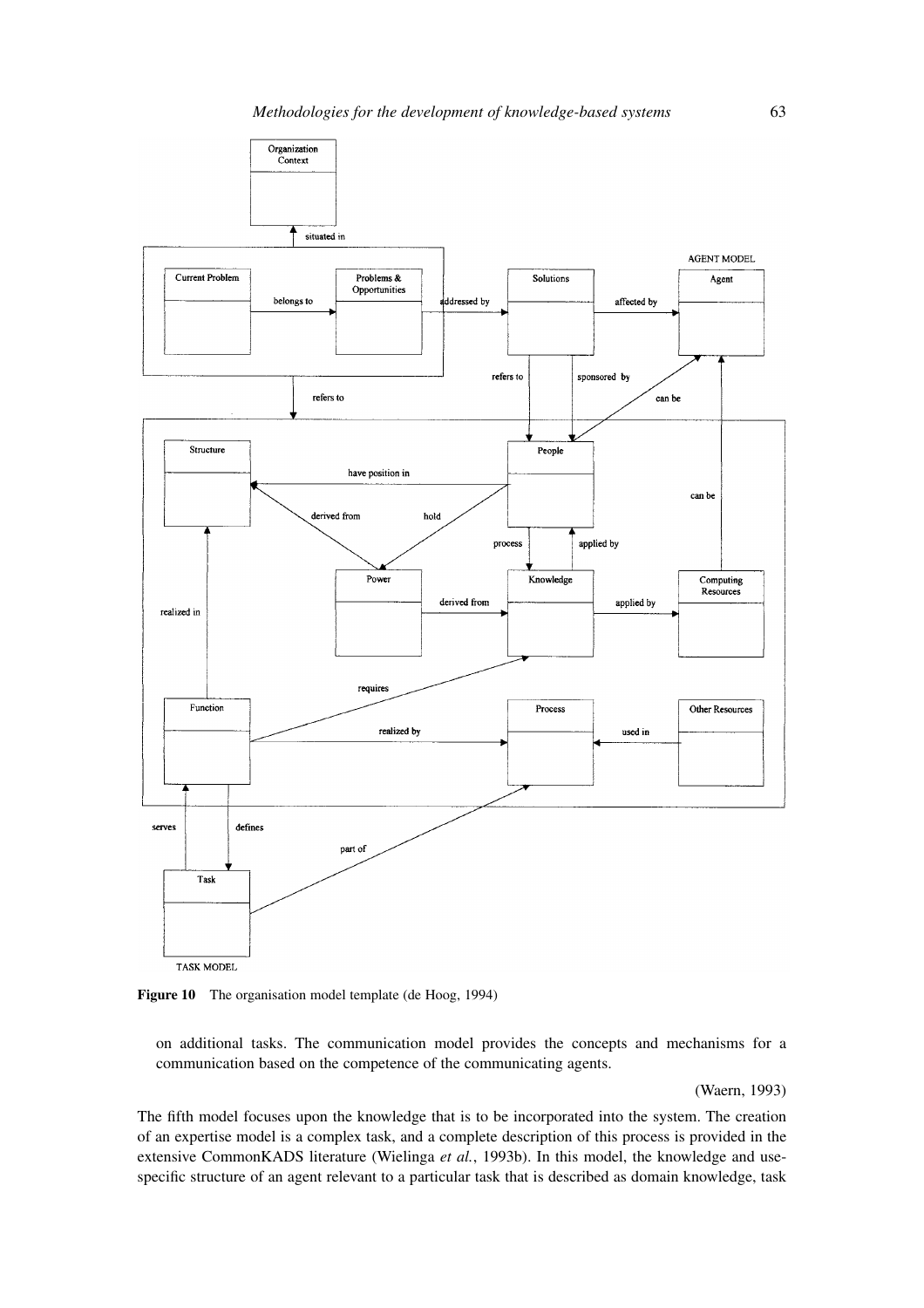Figure 10 The organisation model template (de Hoog, 1994)

> on additional tasks. The communication model provides the concepts and mechanisms for a communication based on the competence of the communicating agents.
>
> (Waern, 1993)

The fifth model focuses upon the knowledge that is to be incorporated into the system. The creation of an expertise model is a complex task, and a complete description of this process is provided in the extensive CommonKADS literature (Wielinga *et al.*, 1993b). In this model, the knowledge and use-specific structure of an agent relevant to a particular task that is described as domain knowledge, task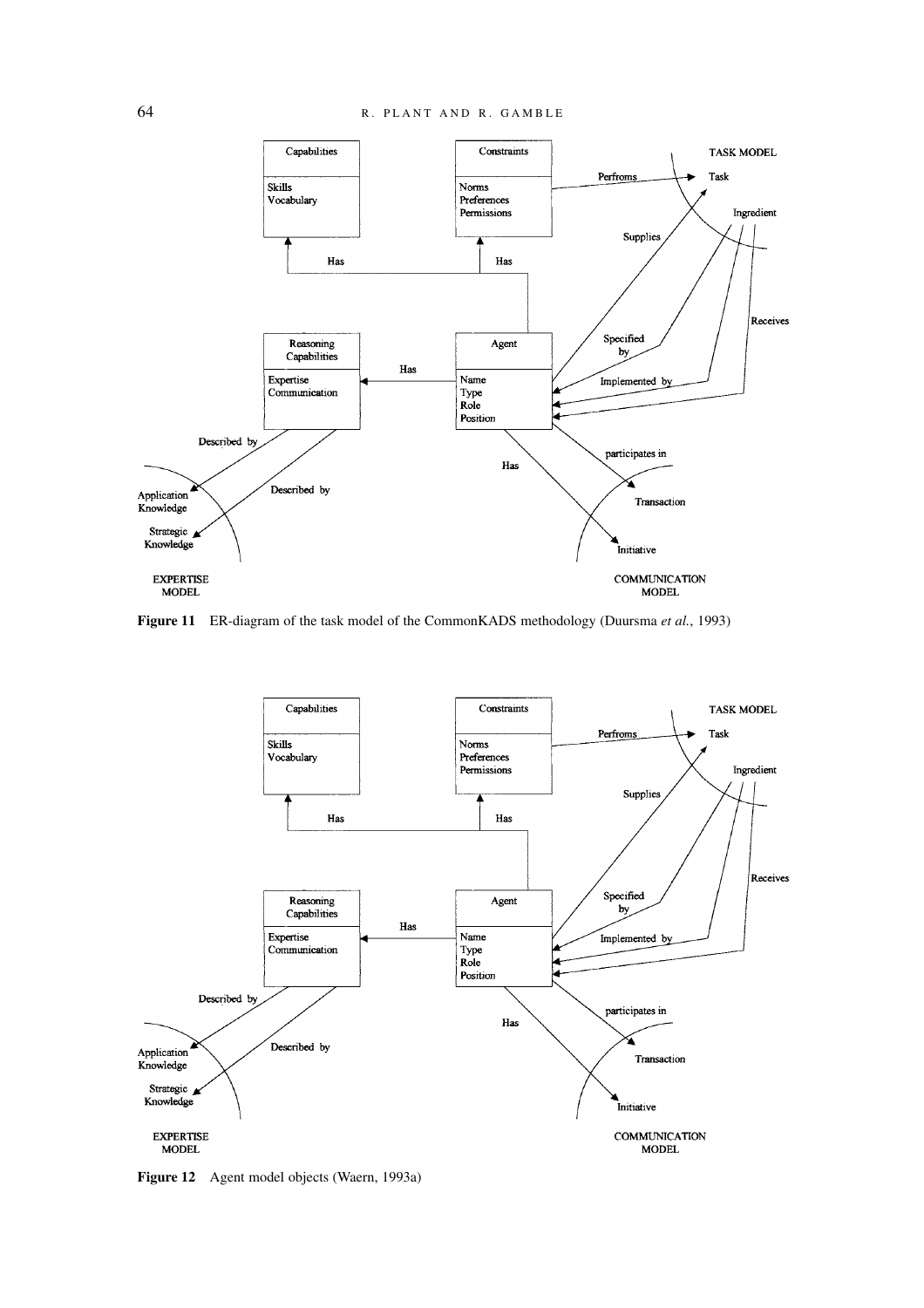**Figure 11** ER-diagram of the task model of the CommonKADS methodology (Duursma *et al.*, 1993)

**Figure 12** Agent model objects (Waern, 1993a)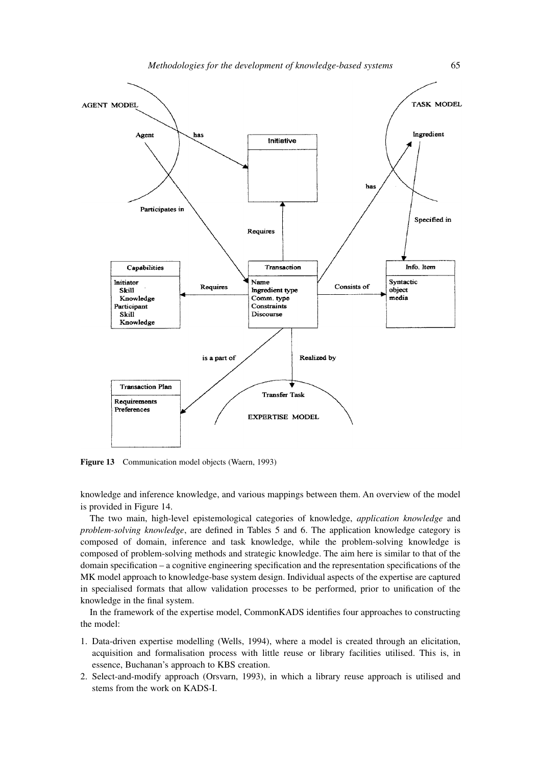**Figure 13** Communication model objects (Waern, 1993)

knowledge and inference knowledge, and various mappings between them. An overview of the model is provided in Figure 14.

The two main, high-level epistemological categories of knowledge, *application knowledge* and *problem-solving knowledge*, are defined in Tables 5 and 6. The application knowledge category is composed of domain, inference and task knowledge, while the problem-solving knowledge is composed of problem-solving methods and strategic knowledge. The aim here is similar to that of the domain specification – a cognitive engineering specification and the representation specifications of the MK model approach to knowledge-base system design. Individual aspects of the expertise are captured in specialised formats that allow validation processes to be performed, prior to unification of the knowledge in the final system.

In the framework of the expertise model, CommonKADS identifies four approaches to constructing the model:

1. Data-driven expertise modelling (Wells, 1994), where a model is created through an elicitation, acquisition and formalisation process with little reuse or library facilities utilised. This is, in essence, Buchanan's approach to KBS creation.
2. Select-and-modify approach (Orsvarn, 1993), in which a library reuse approach is utilised and stems from the work on KADS-I.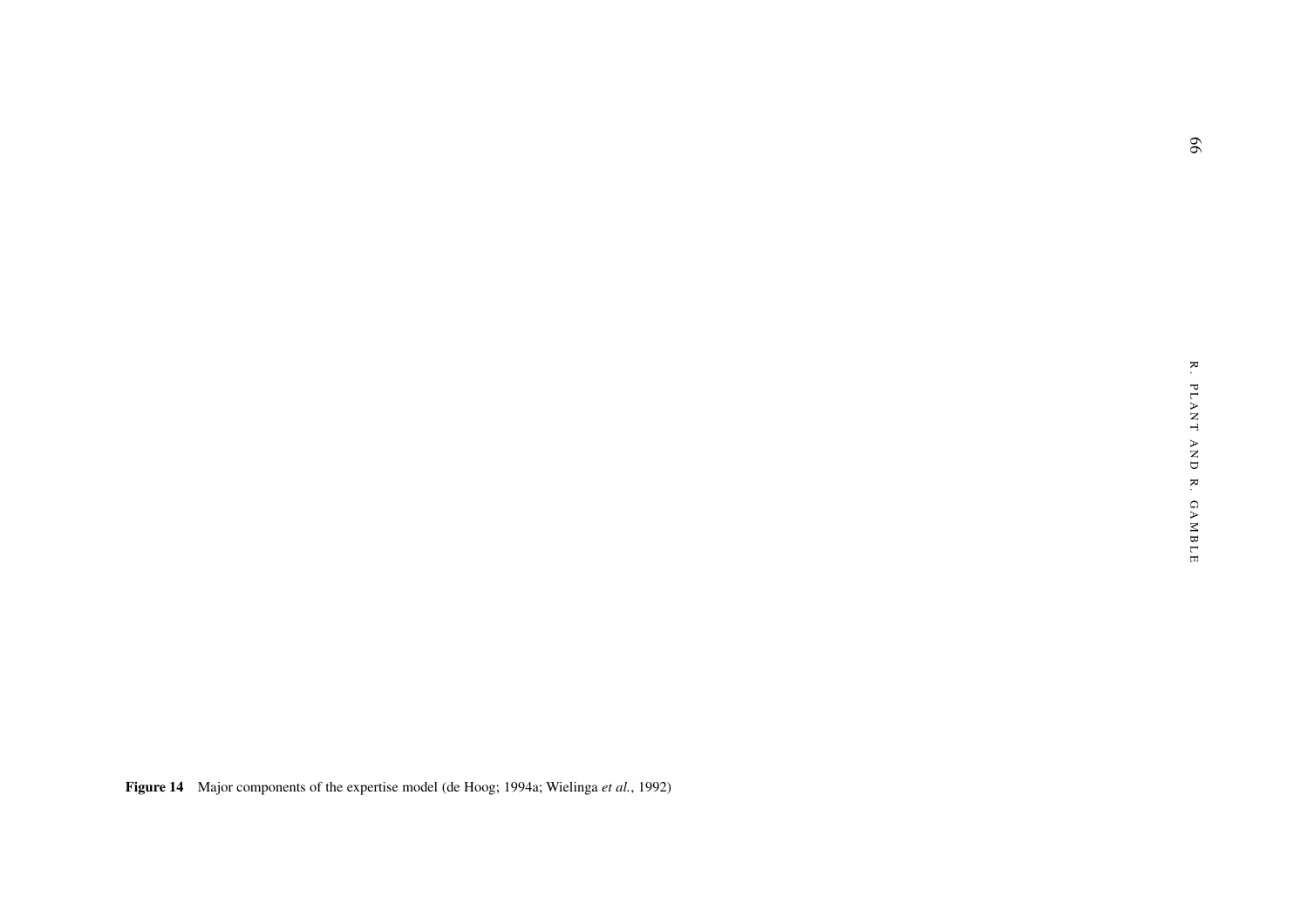**Figure 14** Major components of the expertise model (de Hoog; 1994a; Wielinga *et al.*, 1992)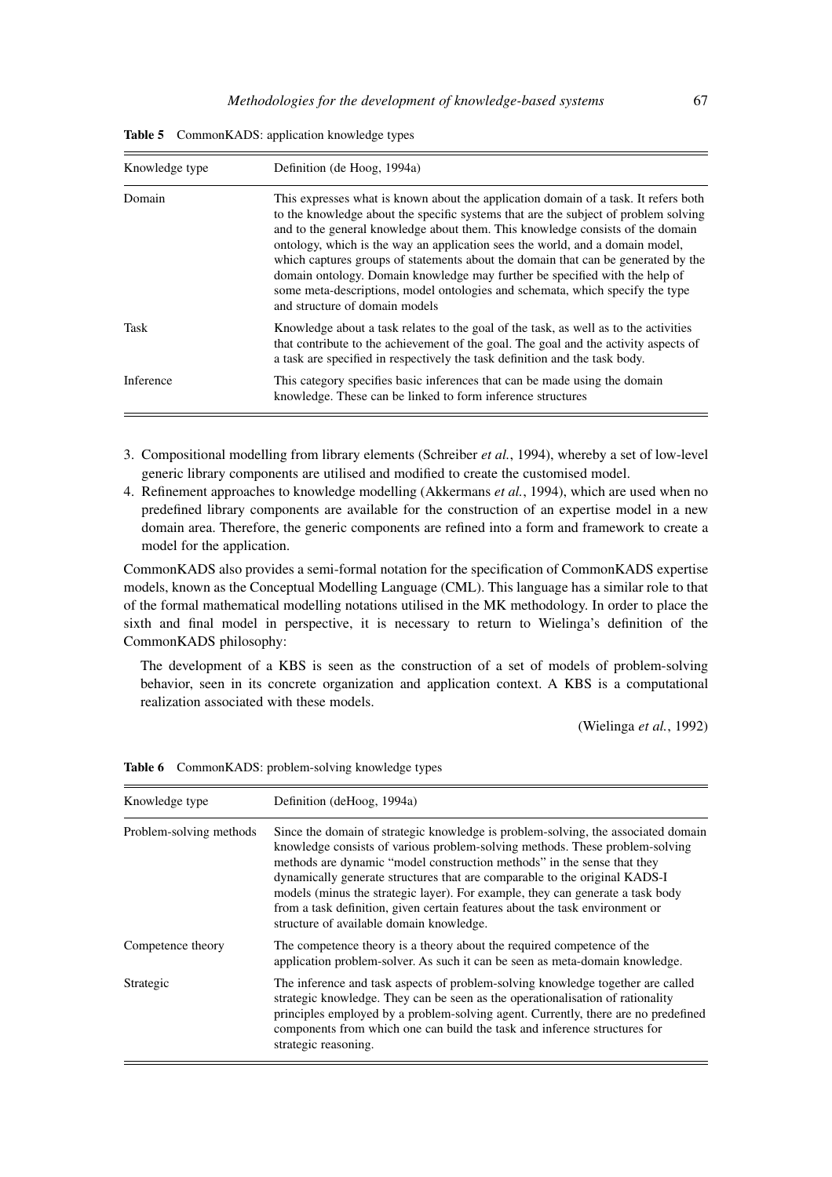**Table 5** CommonKADS: application knowledge types

| Knowledge type | Definition (de Hoog, 1994a) |
|---|---|
| Domain | This expresses what is known about the application domain of a task. It refers both to the knowledge about the specific systems that are the subject of problem solving and to the general knowledge about them. This knowledge consists of the domain ontology, which is the way an application sees the world, and a domain model, which captures groups of statements about the domain that can be generated by the domain ontology. Domain knowledge may further be specified with the help of some meta-descriptions, model ontologies and schemata, which specify the type and structure of domain models |
| Task | Knowledge about a task relates to the goal of the task, as well as to the activities that contribute to the achievement of the goal. The goal and the activity aspects of a task are specified in respectively the task definition and the task body. |
| Inference | This category specifies basic inferences that can be made using the domain knowledge. These can be linked to form inference structures |

3. Compositional modelling from library elements (Schreiber *et al.*, 1994), whereby a set of low-level generic library components are utilised and modified to create the customised model.
4. Refinement approaches to knowledge modelling (Akkermans *et al.*, 1994), which are used when no predefined library components are available for the construction of an expertise model in a new domain area. Therefore, the generic components are refined into a form and framework to create a model for the application.

CommonKADS also provides a semi-formal notation for the specification of CommonKADS expertise models, known as the Conceptual Modelling Language (CML). This language has a similar role to that of the formal mathematical modelling notations utilised in the MK methodology. In order to place the sixth and final model in perspective, it is necessary to return to Wielinga's definition of the CommonKADS philosophy:

> The development of a KBS is seen as the construction of a set of models of problem-solving behavior, seen in its concrete organization and application context. A KBS is a computational realization associated with these models.
>
> (Wielinga *et al.*, 1992)

**Table 6** CommonKADS: problem-solving knowledge types

| Knowledge type | Definition (deHoog, 1994a) |
|---|---|
| Problem-solving methods | Since the domain of strategic knowledge is problem-solving, the associated domain knowledge consists of various problem-solving methods. These problem-solving methods are dynamic "model construction methods" in the sense that they dynamically generate structures that are comparable to the original KADS-I models (minus the strategic layer). For example, they can generate a task body from a task definition, given certain features about the task environment or structure of available domain knowledge. |
| Competence theory | The competence theory is a theory about the required competence of the application problem-solver. As such it can be seen as meta-domain knowledge. |
| Strategic | The inference and task aspects of problem-solving knowledge together are called strategic knowledge. They can be seen as the operationalisation of rationality principles employed by a problem-solving agent. Currently, there are no predefined components from which one can build the task and inference structures for strategic reasoning. |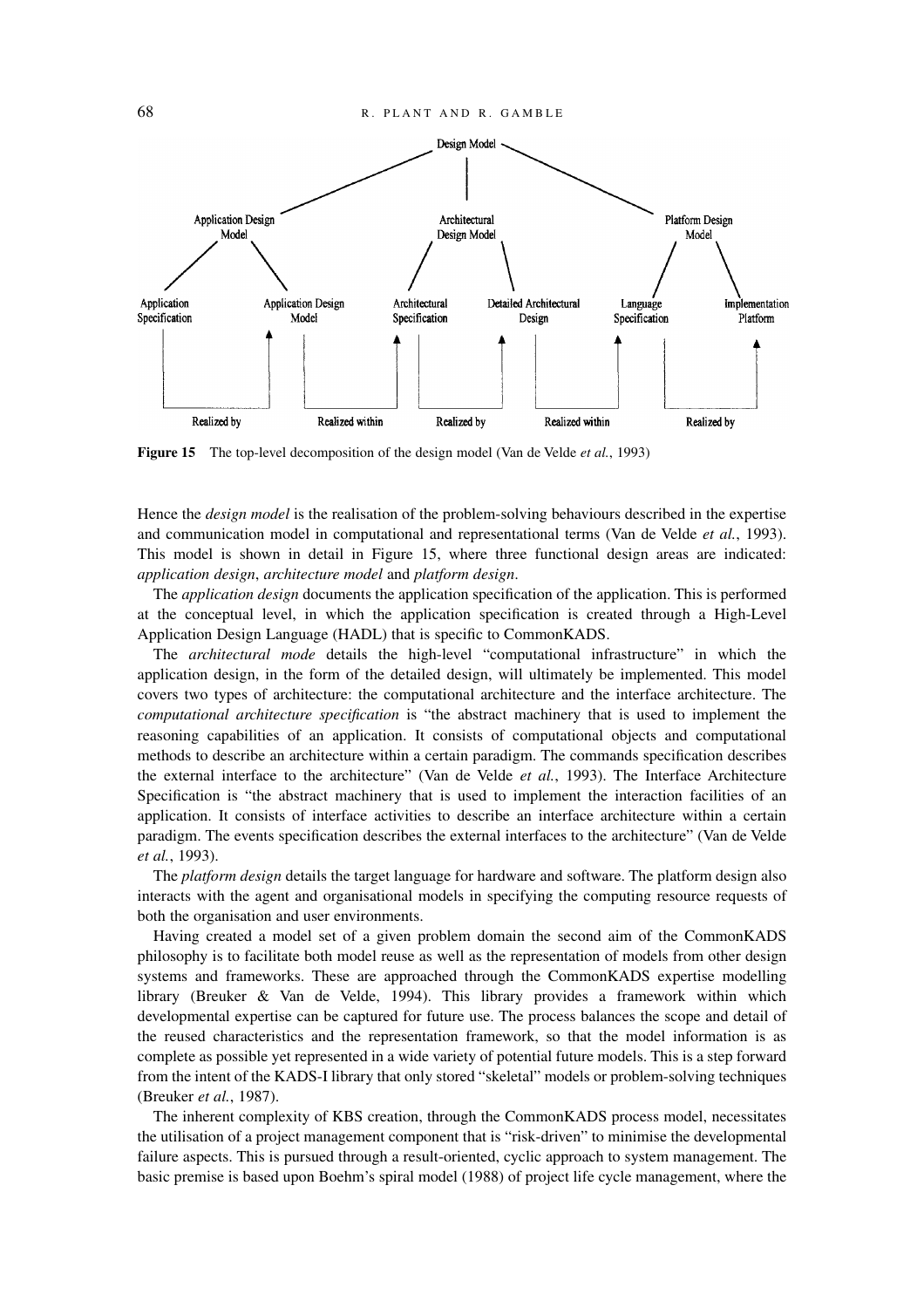Design Model

Application Design Model

Architectural Design Model

Platform Design Model

Application Specification

Application Design Model

Architectural Specification

Detailed Architectural Design

Language Specification

Implementation Platform

Realized by

Realized within

Realized by

Realized within

Realized by

**Figure 15** The top-level decomposition of the design model (Van de Velde *et al.*, 1993)

Hence the *design model* is the realisation of the problem-solving behaviours described in the expertise and communication model in computational and representational terms (Van de Velde *et al.*, 1993). This model is shown in detail in Figure 15, where three functional design areas are indicated: *application design*, *architecture model* and *platform design*.

The *application design* documents the application specification of the application. This is performed at the conceptual level, in which the application specification is created through a High-Level Application Design Language (HADL) that is specific to CommonKADS.

The *architectural mode* details the high-level "computational infrastructure" in which the application design, in the form of the detailed design, will ultimately be implemented. This model covers two types of architecture: the computational architecture and the interface architecture. The *computational architecture specification* is "the abstract machinery that is used to implement the reasoning capabilities of an application. It consists of computational objects and computational methods to describe an architecture within a certain paradigm. The commands specification describes the external interface to the architecture" (Van de Velde *et al.*, 1993). The Interface Architecture Specification is "the abstract machinery that is used to implement the interaction facilities of an application. It consists of interface activities to describe an interface architecture within a certain paradigm. The events specification describes the external interfaces to the architecture" (Van de Velde *et al.*, 1993).

The *platform design* details the target language for hardware and software. The platform design also interacts with the agent and organisational models in specifying the computing resource requests of both the organisation and user environments.

Having created a model set of a given problem domain the second aim of the CommonKADS philosophy is to facilitate both model reuse as well as the representation of models from other design systems and frameworks. These are approached through the CommonKADS expertise modelling library (Breuker & Van de Velde, 1994). This library provides a framework within which developmental expertise can be captured for future use. The process balances the scope and detail of the reused characteristics and the representation framework, so that the model information is as complete as possible yet represented in a wide variety of potential future models. This is a step forward from the intent of the KADS-I library that only stored "skeletal" models or problem-solving techniques (Breuker *et al.*, 1987).

The inherent complexity of KBS creation, through the CommonKADS process model, necessitates the utilisation of a project management component that is "risk-driven" to minimise the developmental failure aspects. This is pursued through a result-oriented, cyclic approach to system management. The basic premise is based upon Boehm's spiral model (1988) of project life cycle management, where the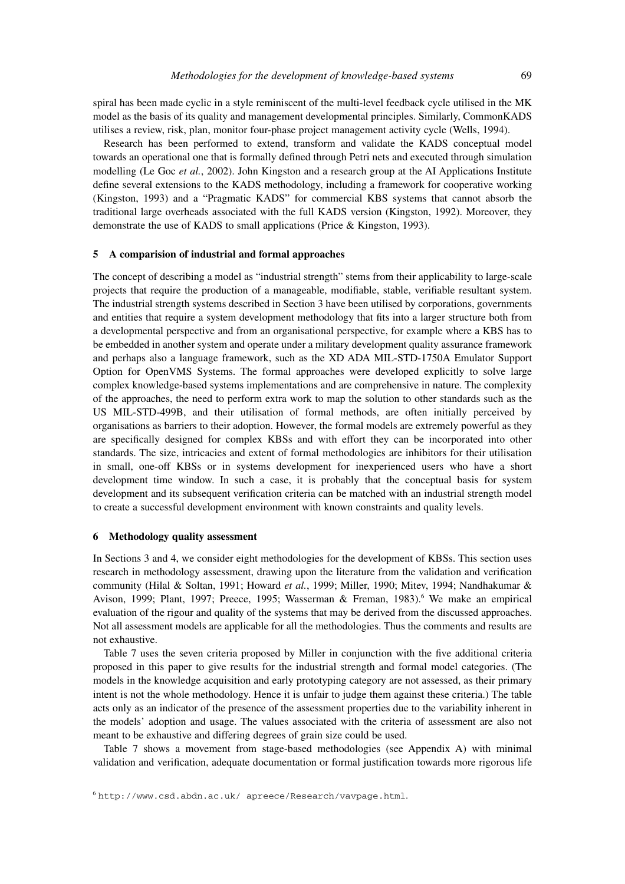spiral has been made cyclic in a style reminiscent of the multi-level feedback cycle utilised in the MK model as the basis of its quality and management developmental principles. Similarly, CommonKADS utilises a review, risk, plan, monitor four-phase project management activity cycle (Wells, 1994).

Research has been performed to extend, transform and validate the KADS conceptual model towards an operational one that is formally defined through Petri nets and executed through simulation modelling (Le Goc *et al.*, 2002). John Kingston and a research group at the AI Applications Institute define several extensions to the KADS methodology, including a framework for cooperative working (Kingston, 1993) and a "Pragmatic KADS" for commercial KBS systems that cannot absorb the traditional large overheads associated with the full KADS version (Kingston, 1992). Moreover, they demonstrate the use of KADS to small applications (Price & Kingston, 1993).

## 5 A comparision of industrial and formal approaches

The concept of describing a model as "industrial strength" stems from their applicability to large-scale projects that require the production of a manageable, modifiable, stable, verifiable resultant system. The industrial strength systems described in Section 3 have been utilised by corporations, governments and entities that require a system development methodology that fits into a larger structure both from a developmental perspective and from an organisational perspective, for example where a KBS has to be embedded in another system and operate under a military development quality assurance framework and perhaps also a language framework, such as the XD ADA MIL-STD-1750A Emulator Support Option for OpenVMS Systems. The formal approaches were developed explicitly to solve large complex knowledge-based systems implementations and are comprehensive in nature. The complexity of the approaches, the need to perform extra work to map the solution to other standards such as the US MIL-STD-499B, and their utilisation of formal methods, are often initially perceived by organisations as barriers to their adoption. However, the formal models are extremely powerful as they are specifically designed for complex KBSs and with effort they can be incorporated into other standards. The size, intricacies and extent of formal methodologies are inhibitors for their utilisation in small, one-off KBSs or in systems development for inexperienced users who have a short development time window. In such a case, it is probably that the conceptual basis for system development and its subsequent verification criteria can be matched with an industrial strength model to create a successful development environment with known constraints and quality levels.

## 6 Methodology quality assessment

In Sections 3 and 4, we consider eight methodologies for the development of KBSs. This section uses research in methodology assessment, drawing upon the literature from the validation and verification community (Hilal & Soltan, 1991; Howard *et al.*, 1999; Miller, 1990; Mitev, 1994; Nandhakumar & Avison, 1999; Plant, 1997; Preece, 1995; Wasserman & Freman, 1983).[6] We make an empirical evaluation of the rigour and quality of the systems that may be derived from the discussed approaches. Not all assessment models are applicable for all the methodologies. Thus the comments and results are not exhaustive.

Table 7 uses the seven criteria proposed by Miller in conjunction with the five additional criteria proposed in this paper to give results for the industrial strength and formal model categories. (The models in the knowledge acquisition and early prototyping category are not assessed, as their primary intent is not the whole methodology. Hence it is unfair to judge them against these criteria.) The table acts only as an indicator of the presence of the assessment properties due to the variability inherent in the models' adoption and usage. The values associated with the criteria of assessment are also not meant to be exhaustive and differing degrees of grain size could be used.

Table 7 shows a movement from stage-based methodologies (see Appendix A) with minimal validation and verification, adequate documentation or formal justification towards more rigorous life

[6] http://www.csd.abdn.ac.uk/ apreece/Research/vavpage.html.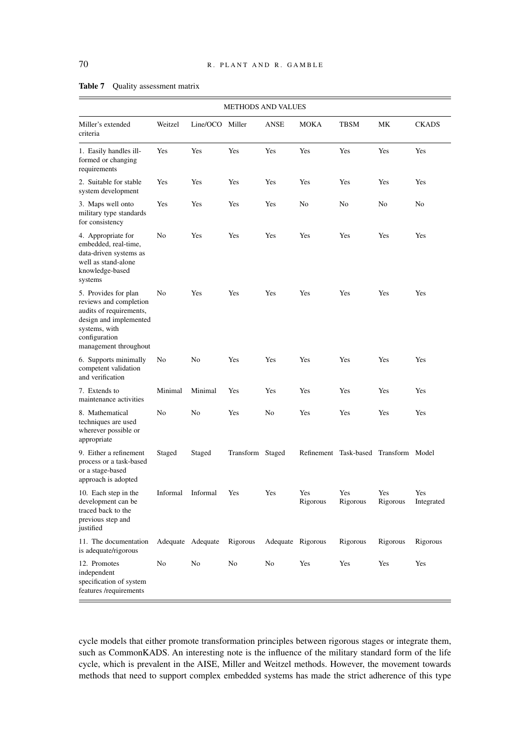**Table 7** Quality assessment matrix

| METHODS AND VALUES | | | | | | | | |
|---|---|---|---|---|---|---|---|---|
| Miller's extended criteria | Weitzel | Line/OCO | Miller | ANSE | MOKA | TBSM | MK | CKADS |
| 1. Easily handles ill-formed or changing requirements | Yes | Yes | Yes | Yes | Yes | Yes | Yes | Yes |
| 2. Suitable for stable system development | Yes | Yes | Yes | Yes | Yes | Yes | Yes | Yes |
| 3. Maps well onto military type standards for consistency | Yes | Yes | Yes | Yes | No | No | No | No |
| 4. Appropriate for embedded, real-time, data-driven systems as well as stand-alone knowledge-based systems | No | Yes | Yes | Yes | Yes | Yes | Yes | Yes |
| 5. Provides for plan reviews and completion audits of requirements, design and implemented systems, with configuration management throughout | No | Yes | Yes | Yes | Yes | Yes | Yes | Yes |
| 6. Supports minimally competent validation and verification | No | No | Yes | Yes | Yes | Yes | Yes | Yes |
| 7. Extends to maintenance activities | Minimal | Minimal | Yes | Yes | Yes | Yes | Yes | Yes |
| 8. Mathematical techniques are used wherever possible or appropriate | No | No | Yes | No | Yes | Yes | Yes | Yes |
| 9. Either a refinement process or a task-based or a stage-based approach is adopted | Staged | Staged | Transform | Staged | Refinement | Task-based | Transform | Model |
| 10. Each step in the development can be traced back to the previous step and justified | Informal | Informal | Yes | Yes | Yes Rigorous | Yes Rigorous | Yes Rigorous | Yes Integrated |
| 11. The documentation is adequate/rigorous | Adequate | Adequate | Rigorous | Adequate | Rigorous | Rigorous | Rigorous | Rigorous |
| 12. Promotes independent specification of system features /requirements | No | No | No | No | Yes | Yes | Yes | Yes |

cycle models that either promote transformation principles between rigorous stages or integrate them, such as CommonKADS. An interesting note is the influence of the military standard form of the life cycle, which is prevalent in the AISE, Miller and Weitzel methods. However, the movement towards methods that need to support complex embedded systems has made the strict adherence of this type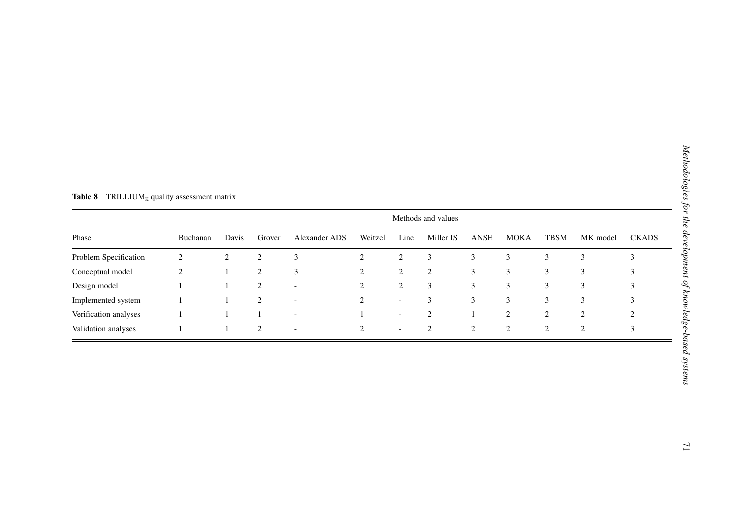**Table 8** TRILLIUM$_K$ quality assessment matrix

| | Methods and values | | | | | | | | | | | |
|---|---|---|---|---|---|---|---|---|---|---|---|---|
| Phase | Buchanan | Davis | Grover | Alexander ADS | Weitzel | Line | Miller IS | ANSE | MOKA | TBSM | MK model | CKADS |
| Problem Specification | 2 | 2 | 2 | 3 | 2 | 2 | 3 | 3 | 3 | 3 | 3 | 3 |
| Conceptual model | 2 | 1 | 2 | 3 | 2 | 2 | 2 | 3 | 3 | 3 | 3 | 3 |
| Design model | 1 | 1 | 2 | - | 2 | 2 | 3 | 3 | 3 | 3 | 3 | 3 |
| Implemented system | 1 | 1 | 2 | - | 2 | - | 3 | 3 | 3 | 3 | 3 | 3 |
| Verification analyses | 1 | 1 | 1 | - | 1 | - | 2 | 1 | 2 | 2 | 2 | 2 |
| Validation analyses | 1 | 1 | 2 | - | 2 | - | 2 | 2 | 2 | 2 | 2 | 3 |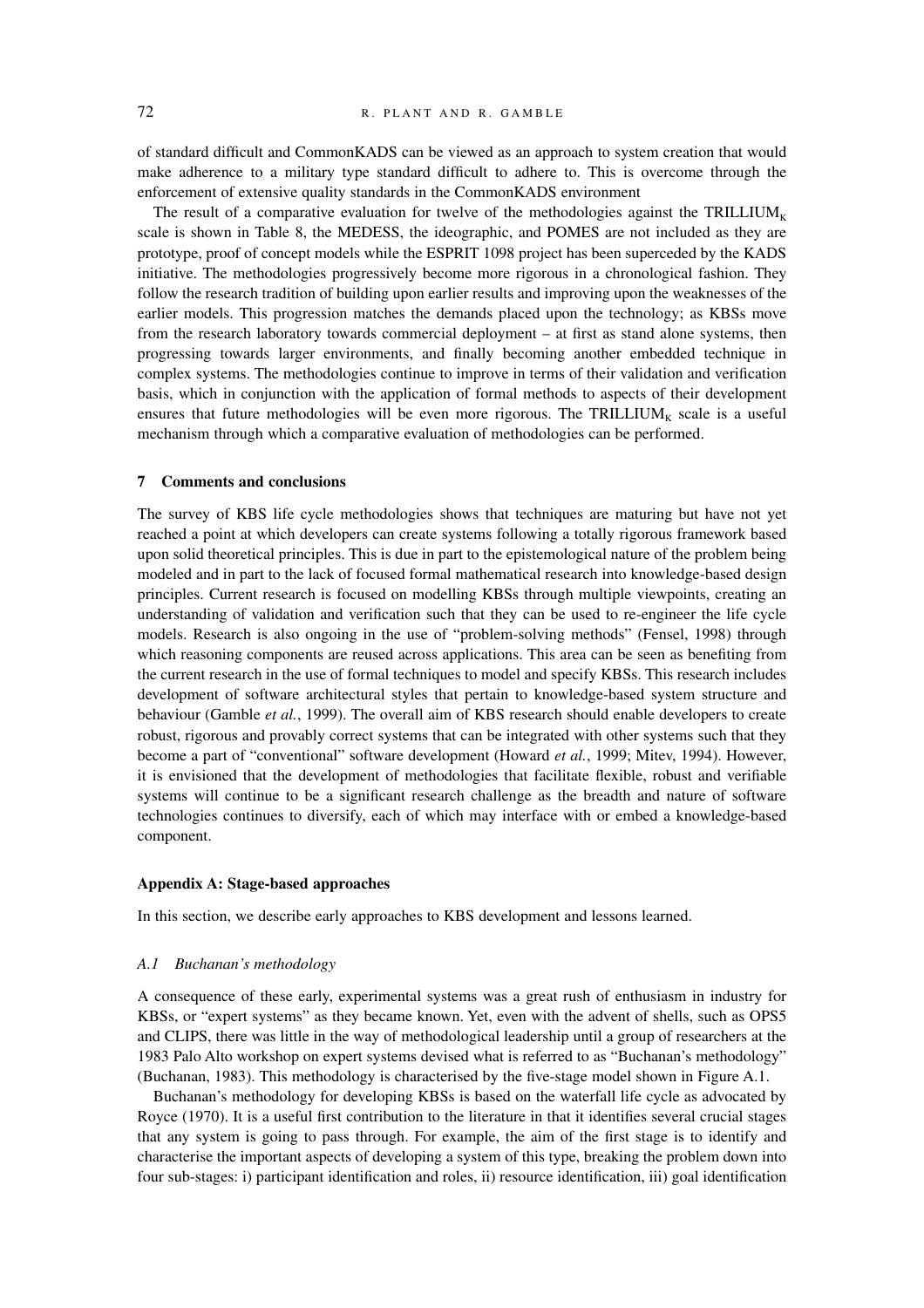of standard difficult and CommonKADS can be viewed as an approach to system creation that would make adherence to a military type standard difficult to adhere to. This is overcome through the enforcement of extensive quality standards in the CommonKADS environment

The result of a comparative evaluation for twelve of the methodologies against the $\text{TRILLIUM}_{\text{K}}$ scale is shown in Table 8, the MEDESS, the ideographic, and POMES are not included as they are prototype, proof of concept models while the ESPRIT 1098 project has been superceded by the KADS initiative. The methodologies progressively become more rigorous in a chronological fashion. They follow the research tradition of building upon earlier results and improving upon the weaknesses of the earlier models. This progression matches the demands placed upon the technology; as KBSs move from the research laboratory towards commercial deployment – at first as stand alone systems, then progressing towards larger environments, and finally becoming another embedded technique in complex systems. The methodologies continue to improve in terms of their validation and verification basis, which in conjunction with the application of formal methods to aspects of their development ensures that future methodologies will be even more rigorous. The $\text{TRILLIUM}_{\text{K}}$ scale is a useful mechanism through which a comparative evaluation of methodologies can be performed.

## 7 Comments and conclusions

The survey of KBS life cycle methodologies shows that techniques are maturing but have not yet reached a point at which developers can create systems following a totally rigorous framework based upon solid theoretical principles. This is due in part to the epistemological nature of the problem being modeled and in part to the lack of focused formal mathematical research into knowledge-based design principles. Current research is focused on modelling KBSs through multiple viewpoints, creating an understanding of validation and verification such that they can be used to re-engineer the life cycle models. Research is also ongoing in the use of "problem-solving methods" (Fensel, 1998) through which reasoning components are reused across applications. This area can be seen as benefiting from the current research in the use of formal techniques to model and specify KBSs. This research includes development of software architectural styles that pertain to knowledge-based system structure and behaviour (Gamble *et al.*, 1999). The overall aim of KBS research should enable developers to create robust, rigorous and provably correct systems that can be integrated with other systems such that they become a part of "conventional" software development (Howard *et al.*, 1999; Mitev, 1994). However, it is envisioned that the development of methodologies that facilitate flexible, robust and verifiable systems will continue to be a significant research challenge as the breadth and nature of software technologies continues to diversify, each of which may interface with or embed a knowledge-based component.

## Appendix A: Stage-based approaches

In this section, we describe early approaches to KBS development and lessons learned.

### *A.1 Buchanan's methodology*

A consequence of these early, experimental systems was a great rush of enthusiasm in industry for KBSs, or "expert systems" as they became known. Yet, even with the advent of shells, such as OPS5 and CLIPS, there was little in the way of methodological leadership until a group of researchers at the 1983 Palo Alto workshop on expert systems devised what is referred to as "Buchanan's methodology" (Buchanan, 1983). This methodology is characterised by the five-stage model shown in Figure A.1.

Buchanan's methodology for developing KBSs is based on the waterfall life cycle as advocated by Royce (1970). It is a useful first contribution to the literature in that it identifies several crucial stages that any system is going to pass through. For example, the aim of the first stage is to identify and characterise the important aspects of developing a system of this type, breaking the problem down into four sub-stages: i) participant identification and roles, ii) resource identification, iii) goal identification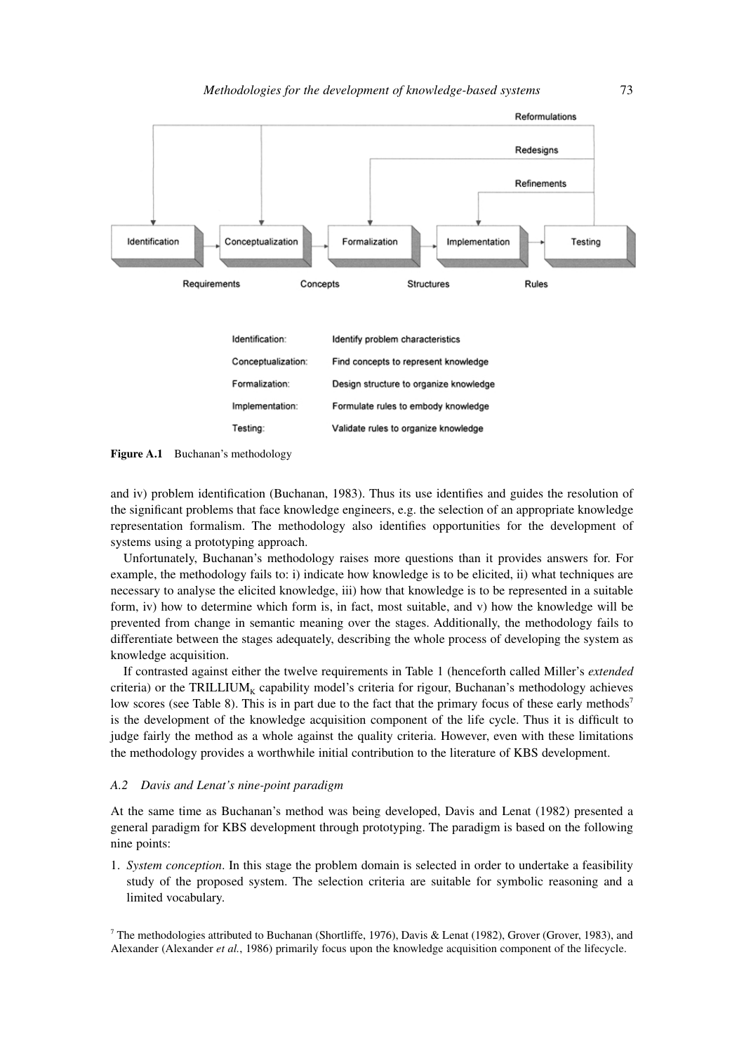| Identification: | Identify problem characteristics |
| --- | --- |
| Conceptualization: | Find concepts to represent knowledge |
| Formalization: | Design structure to organize knowledge |
| Implementation: | Formulate rules to embody knowledge |
| Testing: | Validate rules to organize knowledge |

**Figure A.1** Buchanan's methodology

and iv) problem identification (Buchanan, 1983). Thus its use identifies and guides the resolution of the significant problems that face knowledge engineers, e.g. the selection of an appropriate knowledge representation formalism. The methodology also identifies opportunities for the development of systems using a prototyping approach.

Unfortunately, Buchanan's methodology raises more questions than it provides answers for. For example, the methodology fails to: i) indicate how knowledge is to be elicited, ii) what techniques are necessary to analyse the elicited knowledge, iii) how that knowledge is to be represented in a suitable form, iv) how to determine which form is, in fact, most suitable, and v) how the knowledge will be prevented from change in semantic meaning over the stages. Additionally, the methodology fails to differentiate between the stages adequately, describing the whole process of developing the system as knowledge acquisition.

If contrasted against either the twelve requirements in Table 1 (henceforth called Miller's *extended* criteria) or the TRILLIUM$_K$ capability model's criteria for rigour, Buchanan's methodology achieves low scores (see Table 8). This is in part due to the fact that the primary focus of these early methods[7] is the development of the knowledge acquisition component of the life cycle. Thus it is difficult to judge fairly the method as a whole against the quality criteria. However, even with these limitations the methodology provides a worthwhile initial contribution to the literature of KBS development.

### *A.2 Davis and Lenat's nine-point paradigm*

At the same time as Buchanan's method was being developed, Davis and Lenat (1982) presented a general paradigm for KBS development through prototyping. The paradigm is based on the following nine points:

1. *System conception*. In this stage the problem domain is selected in order to undertake a feasibility study of the proposed system. The selection criteria are suitable for symbolic reasoning and a limited vocabulary.

[7] The methodologies attributed to Buchanan (Shortliffe, 1976), Davis & Lenat (1982), Grover (Grover, 1983), and Alexander (Alexander *et al.*, 1986) primarily focus upon the knowledge acquisition component of the lifecycle.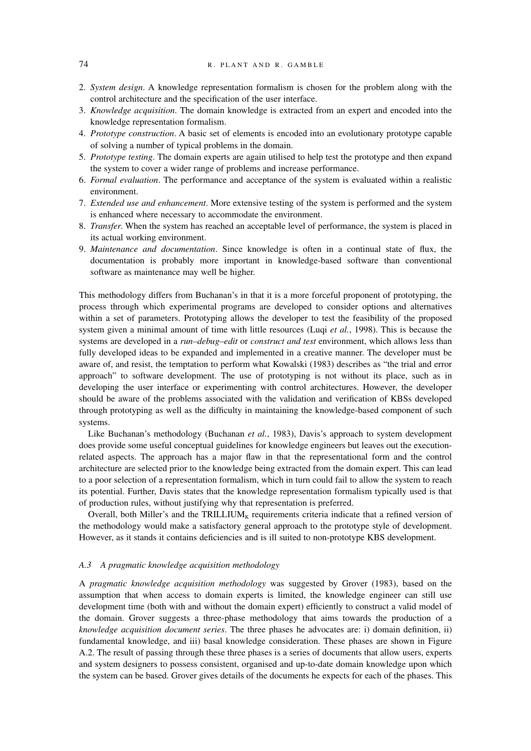2. *System design*. A knowledge representation formalism is chosen for the problem along with the control architecture and the specification of the user interface.
3. *Knowledge acquisition*. The domain knowledge is extracted from an expert and encoded into the knowledge representation formalism.
4. *Prototype construction*. A basic set of elements is encoded into an evolutionary prototype capable of solving a number of typical problems in the domain.
5. *Prototype testing*. The domain experts are again utilised to help test the prototype and then expand the system to cover a wider range of problems and increase performance.
6. *Formal evaluation*. The performance and acceptance of the system is evaluated within a realistic environment.
7. *Extended use and enhancement*. More extensive testing of the system is performed and the system is enhanced where necessary to accommodate the environment.
8. *Transfer*. When the system has reached an acceptable level of performance, the system is placed in its actual working environment.
9. *Maintenance and documentation*. Since knowledge is often in a continual state of flux, the documentation is probably more important in knowledge-based software than conventional software as maintenance may well be higher.

This methodology differs from Buchanan's in that it is a more forceful proponent of prototyping, the process through which experimental programs are developed to consider options and alternatives within a set of parameters. Prototyping allows the developer to test the feasibility of the proposed system given a minimal amount of time with little resources (Luqi *et al.*, 1998). This is because the systems are developed in a *run–debug–edit* or *construct and test* environment, which allows less than fully developed ideas to be expanded and implemented in a creative manner. The developer must be aware of, and resist, the temptation to perform what Kowalski (1983) describes as "the trial and error approach" to software development. The use of prototyping is not without its place, such as in developing the user interface or experimenting with control architectures. However, the developer should be aware of the problems associated with the validation and verification of KBSs developed through prototyping as well as the difficulty in maintaining the knowledge-based component of such systems.

Like Buchanan's methodology (Buchanan *et al.*, 1983), Davis's approach to system development does provide some useful conceptual guidelines for knowledge engineers but leaves out the execution-related aspects. The approach has a major flaw in that the representational form and the control architecture are selected prior to the knowledge being extracted from the domain expert. This can lead to a poor selection of a representation formalism, which in turn could fail to allow the system to reach its potential. Further, Davis states that the knowledge representation formalism typically used is that of production rules, without justifying why that representation is preferred.

Overall, both Miller's and the $\text{TRILLIUM}_\text{K}$ requirements criteria indicate that a refined version of the methodology would make a satisfactory general approach to the prototype style of development. However, as it stands it contains deficiencies and is ill suited to non-prototype KBS development.

### *A.3 A pragmatic knowledge acquisition methodology*

A *pragmatic knowledge acquisition methodology* was suggested by Grover (1983), based on the assumption that when access to domain experts is limited, the knowledge engineer can still use development time (both with and without the domain expert) efficiently to construct a valid model of the domain. Grover suggests a three-phase methodology that aims towards the production of a *knowledge acquisition document series*. The three phases he advocates are: i) domain definition, ii) fundamental knowledge, and iii) basal knowledge consideration. These phases are shown in Figure A.2. The result of passing through these three phases is a series of documents that allow users, experts and system designers to possess consistent, organised and up-to-date domain knowledge upon which the system can be based. Grover gives details of the documents he expects for each of the phases. This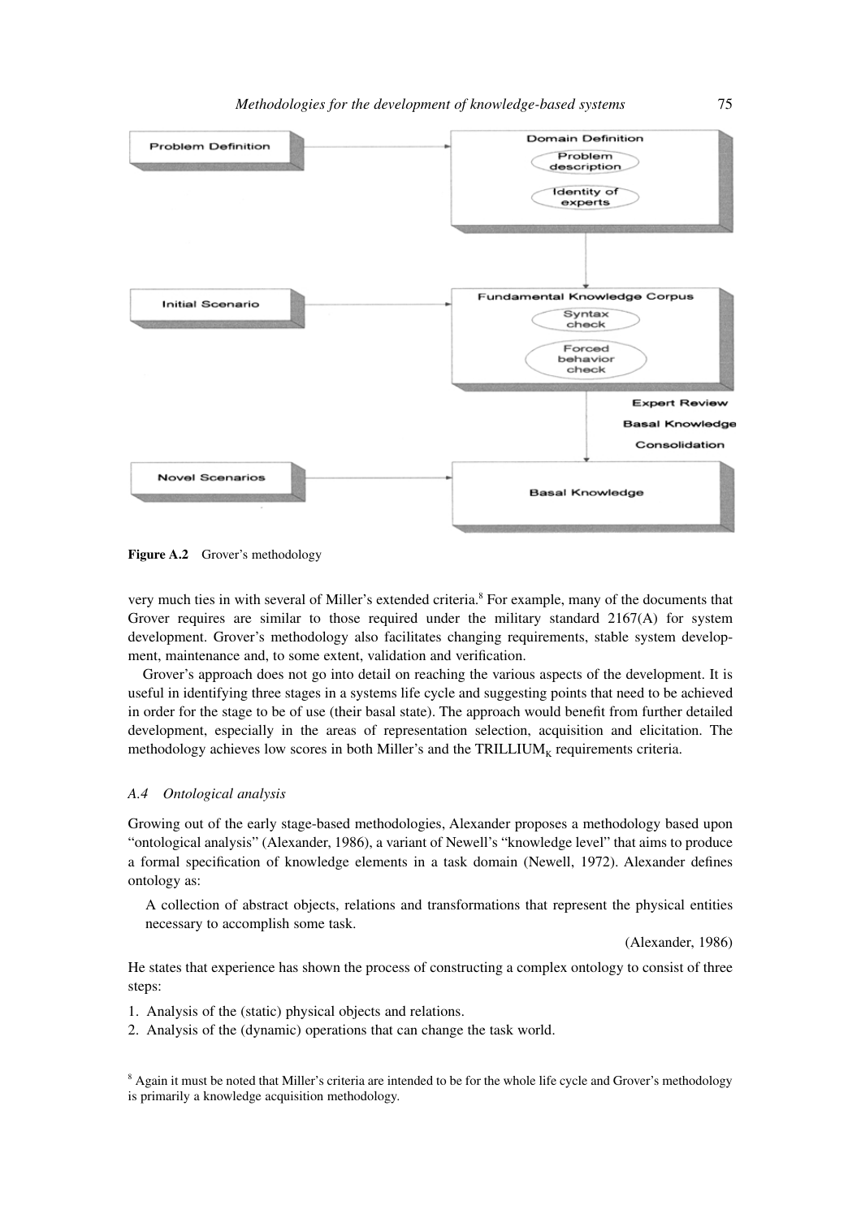Figure A.2 Grover's methodology

very much ties in with several of Miller's extended criteria.[8] For example, many of the documents that Grover requires are similar to those required under the military standard 2167(A) for system development. Grover's methodology also facilitates changing requirements, stable system development, maintenance and, to some extent, validation and verification.

Grover's approach does not go into detail on reaching the various aspects of the development. It is useful in identifying three stages in a systems life cycle and suggesting points that need to be achieved in order for the stage to be of use (their basal state). The approach would benefit from further detailed development, especially in the areas of representation selection, acquisition and elicitation. The methodology achieves low scores in both Miller's and the $\text{TRILLIUM}_{\text{K}}$ requirements criteria.

### *A.4 Ontological analysis*

Growing out of the early stage-based methodologies, Alexander proposes a methodology based upon "ontological analysis" (Alexander, 1986), a variant of Newell's "knowledge level" that aims to produce a formal specification of knowledge elements in a task domain (Newell, 1972). Alexander defines ontology as:

> A collection of abstract objects, relations and transformations that represent the physical entities necessary to accomplish some task.
>
> (Alexander, 1986)

He states that experience has shown the process of constructing a complex ontology to consist of three steps:

1. Analysis of the (static) physical objects and relations.
2. Analysis of the (dynamic) operations that can change the task world.

[8] Again it must be noted that Miller's criteria are intended to be for the whole life cycle and Grover's methodology is primarily a knowledge acquisition methodology.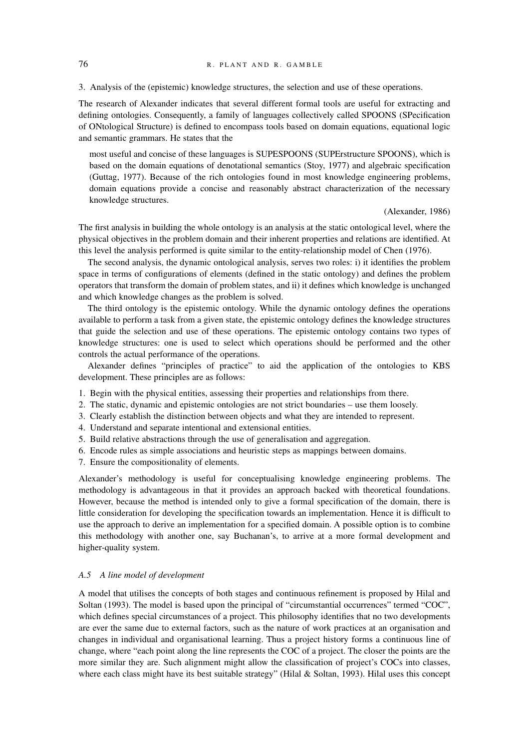3. Analysis of the (epistemic) knowledge structures, the selection and use of these operations.

The research of Alexander indicates that several different formal tools are useful for extracting and defining ontologies. Consequently, a family of languages collectively called SPOONS (SPecification of ONtological Structure) is defined to encompass tools based on domain equations, equational logic and semantic grammars. He states that the

> most useful and concise of these languages is SUPESPOONS (SUPErstructure SPOONS), which is based on the domain equations of denotational semantics (Stoy, 1977) and algebraic specification (Guttag, 1977). Because of the rich ontologies found in most knowledge engineering problems, domain equations provide a concise and reasonably abstract characterization of the necessary knowledge structures.
>
> (Alexander, 1986)

The first analysis in building the whole ontology is an analysis at the static ontological level, where the physical objectives in the problem domain and their inherent properties and relations are identified. At this level the analysis performed is quite similar to the entity-relationship model of Chen (1976).

The second analysis, the dynamic ontological analysis, serves two roles: i) it identifies the problem space in terms of configurations of elements (defined in the static ontology) and defines the problem operators that transform the domain of problem states, and ii) it defines which knowledge is unchanged and which knowledge changes as the problem is solved.

The third ontology is the epistemic ontology. While the dynamic ontology defines the operations available to perform a task from a given state, the epistemic ontology defines the knowledge structures that guide the selection and use of these operations. The epistemic ontology contains two types of knowledge structures: one is used to select which operations should be performed and the other controls the actual performance of the operations.

Alexander defines "principles of practice" to aid the application of the ontologies to KBS development. These principles are as follows:

1. Begin with the physical entities, assessing their properties and relationships from there.
2. The static, dynamic and epistemic ontologies are not strict boundaries – use them loosely.
3. Clearly establish the distinction between objects and what they are intended to represent.
4. Understand and separate intentional and extensional entities.
5. Build relative abstractions through the use of generalisation and aggregation.
6. Encode rules as simple associations and heuristic steps as mappings between domains.
7. Ensure the compositionality of elements.

Alexander's methodology is useful for conceptualising knowledge engineering problems. The methodology is advantageous in that it provides an approach backed with theoretical foundations. However, because the method is intended only to give a formal specification of the domain, there is little consideration for developing the specification towards an implementation. Hence it is difficult to use the approach to derive an implementation for a specified domain. A possible option is to combine this methodology with another one, say Buchanan's, to arrive at a more formal development and higher-quality system.

### *A.5 A line model of development*

A model that utilises the concepts of both stages and continuous refinement is proposed by Hilal and Soltan (1993). The model is based upon the principal of "circumstantial occurrences" termed "COC", which defines special circumstances of a project. This philosophy identifies that no two developments are ever the same due to external factors, such as the nature of work practices at an organisation and changes in individual and organisational learning. Thus a project history forms a continuous line of change, where "each point along the line represents the COC of a project. The closer the points are the more similar they are. Such alignment might allow the classification of project's COCs into classes, where each class might have its best suitable strategy" (Hilal & Soltan, 1993). Hilal uses this concept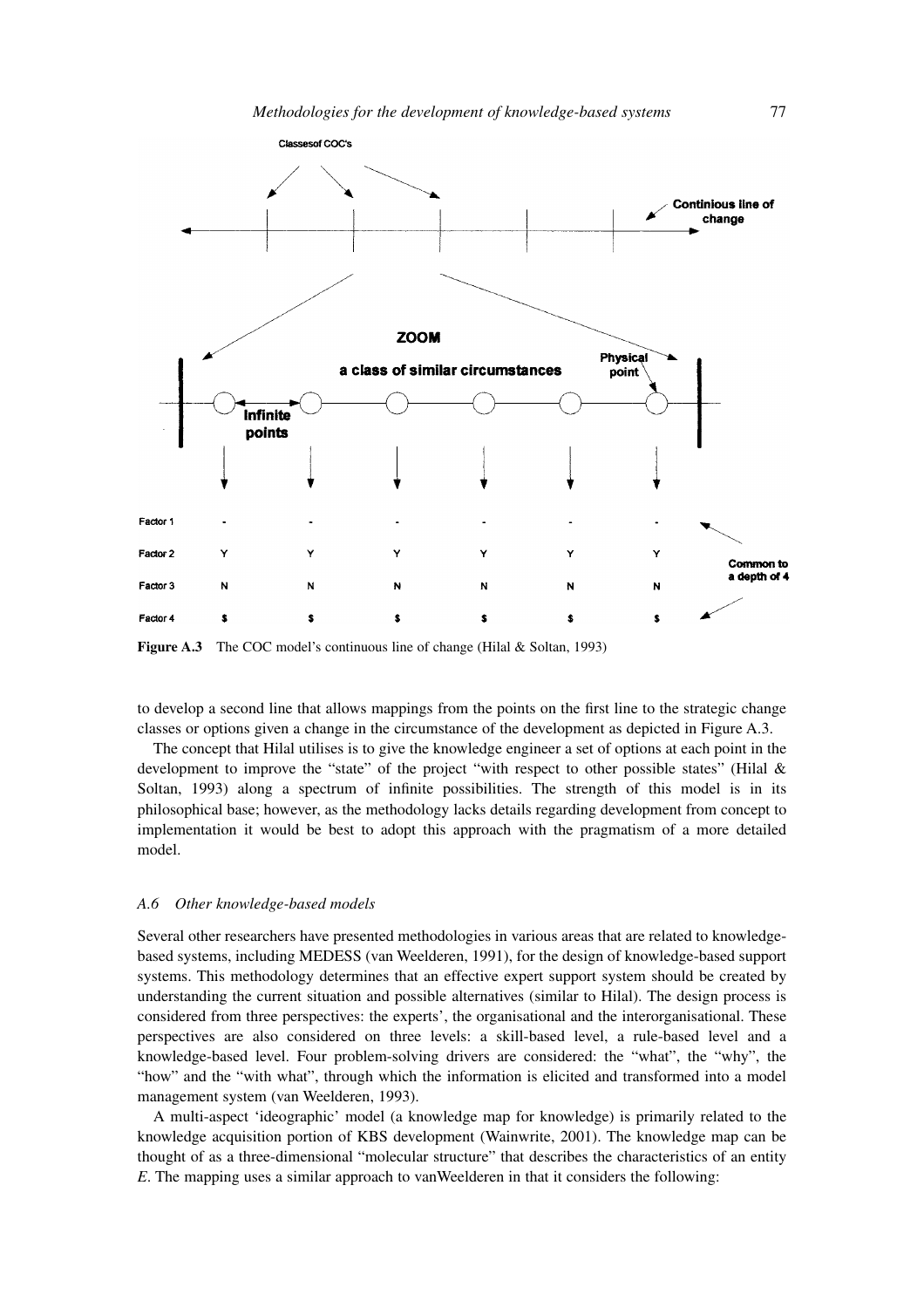**Figure A.3** The COC model's continuous line of change (Hilal & Soltan, 1993)

to develop a second line that allows mappings from the points on the first line to the strategic change classes or options given a change in the circumstance of the development as depicted in Figure A.3.

The concept that Hilal utilises is to give the knowledge engineer a set of options at each point in the development to improve the "state" of the project "with respect to other possible states" (Hilal & Soltan, 1993) along a spectrum of infinite possibilities. The strength of this model is in its philosophical base; however, as the methodology lacks details regarding development from concept to implementation it would be best to adopt this approach with the pragmatism of a more detailed model.

### *A.6 Other knowledge-based models*

Several other researchers have presented methodologies in various areas that are related to knowledge-based systems, including MEDESS (van Weelderen, 1991), for the design of knowledge-based support systems. This methodology determines that an effective expert support system should be created by understanding the current situation and possible alternatives (similar to Hilal). The design process is considered from three perspectives: the experts', the organisational and the interorganisational. These perspectives are also considered on three levels: a skill-based level, a rule-based level and a knowledge-based level. Four problem-solving drivers are considered: the "what", the "why", the "how" and the "with what", through which the information is elicited and transformed into a model management system (van Weelderen, 1993).

A multi-aspect 'ideographic' model (a knowledge map for knowledge) is primarily related to the knowledge acquisition portion of KBS development (Wainwrite, 2001). The knowledge map can be thought of as a three-dimensional "molecular structure" that describes the characteristics of an entity *E*. The mapping uses a similar approach to vanWeelderen in that it considers the following: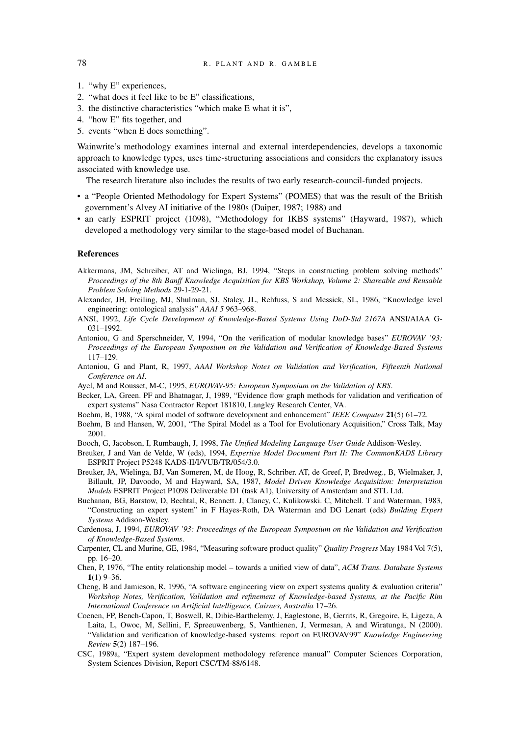1. "why E" experiences,
2. "what does it feel like to be E" classifications,
3. the distinctive characteristics "which make E what it is",
4. "how E" fits together, and
5. events "when E does something".

Wainwrite's methodology examines internal and external interdependencies, develops a taxonomic approach to knowledge types, uses time-structuring associations and considers the explanatory issues associated with knowledge use.

The research literature also includes the results of two early research-council-funded projects.

- a "People Oriented Methodology for Expert Systems" (POMES) that was the result of the British government's Alvey AI initiative of the 1980s (Daiper, 1987; 1988) and
- an early ESPRIT project (1098), "Methodology for IKBS systems" (Hayward, 1987), which developed a methodology very similar to the stage-based model of Buchanan.

## References

Akkermans, JM, Schreiber, AT and Wielinga, BJ, 1994, "Steps in constructing problem solving methods" *Proceedings of the 8th Banff Knowledge Acquisition for KBS Workshop, Volume 2: Shareable and Reusable Problem Solving Methods* 29-1-29-21.

Alexander, JH, Freiling, MJ, Shulman, SJ, Staley, JL, Rehfuss, S and Messick, SL, 1986, "Knowledge level engineering: ontological analysis" *AAAI 5* 963–968.

ANSI, 1992, *Life Cycle Development of Knowledge-Based Systems Using DoD-Std 2167A* ANSI/AIAA G-031–1992.

Antoniou, G and Sperschneider, V, 1994, "On the verification of modular knowledge bases" *EUROVAV '93: Proceedings of the European Symposium on the Validation and Verification of Knowledge-Based Systems* 117–129.

Antoniou, G and Plant, R, 1997, *AAAI Workshop Notes on Validation and Verification, Fifteenth National Conference on AI*.

Ayel, M and Rousset, M-C, 1995, *EUROVAV-95: European Symposium on the Validation of KBS*.

Becker, LA, Green. PF and Bhatnagar, J, 1989, "Evidence flow graph methods for validation and verification of expert systems" Nasa Contractor Report 181810, Langley Research Center, VA.

Boehm, B, 1988, "A spiral model of software development and enhancement" *IEEE Computer* **21**(5) 61–72.

Boehm, B and Hansen, W, 2001, "The Spiral Model as a Tool for Evolutionary Acquisition," Cross Talk, May 2001.

Booch, G, Jacobson, I, Rumbaugh, J, 1998, *The Unified Modeling Language User Guide* Addison-Wesley.

Breuker, J and Van de Velde, W (eds), 1994, *Expertise Model Document Part II: The CommonKADS Library* ESPRIT Project P5248 KADS-II/I/VUB/TR/054/3.0.

Breuker, JA, Wielinga, BJ, Van Someren, M, de Hoog, R, Schriber. AT, de Greef, P, Bredweg., B, Wielmaker, J, Billault, JP, Davoodo, M and Hayward, SA, 1987, *Model Driven Knowledge Acquisition: Interpretation Models* ESPRIT Project P1098 Deliverable D1 (task A1), University of Amsterdam and STL Ltd.

Buchanan, BG, Barstow, D, Bechtal, R, Bennett. J, Clancy, C, Kulikowski. C, Mitchell. T and Waterman, 1983, "Constructing an expert system" in F Hayes-Roth, DA Waterman and DG Lenart (eds) *Building Expert Systems* Addison-Wesley.

Cardenosa, J, 1994, *EUROVAV '93: Proceedings of the European Symposium on the Validation and Verification of Knowledge-Based Systems*.

Carpenter, CL and Murine, GE, 1984, "Measuring software product quality" *Quality Progress* May 1984 Vol 7(5), pp. 16–20.

Chen, P, 1976, "The entity relationship model – towards a unified view of data", *ACM Trans. Database Systems* **1**(1) 9–36.

Cheng, B and Jamieson, R, 1996, "A software engineering view on expert systems quality & evaluation criteria" *Workshop Notes, Verification, Validation and refinement of Knowledge-based Systems, at the Pacific Rim International Conference on Artificial Intelligence, Cairnes, Australia* 17–26.

Coenen, FP, Bench-Capon, T, Boswell, R, Dibie-Barthelemy, J, Eaglestone, B, Gerrits, R, Gregoire, E, Ligeza, A Laita, L, Owoc, M, Sellini, F, Spreeuwenberg, S, Vanthienen, J, Vermesan, A and Wiratunga, N (2000). "Validation and verification of knowledge-based systems: report on EUROVAV99" *Knowledge Engineering Review* **5**(2) 187–196.

CSC, 1989a, "Expert system development methodology reference manual" Computer Sciences Corporation, System Sciences Division, Report CSC/TM-88/6148.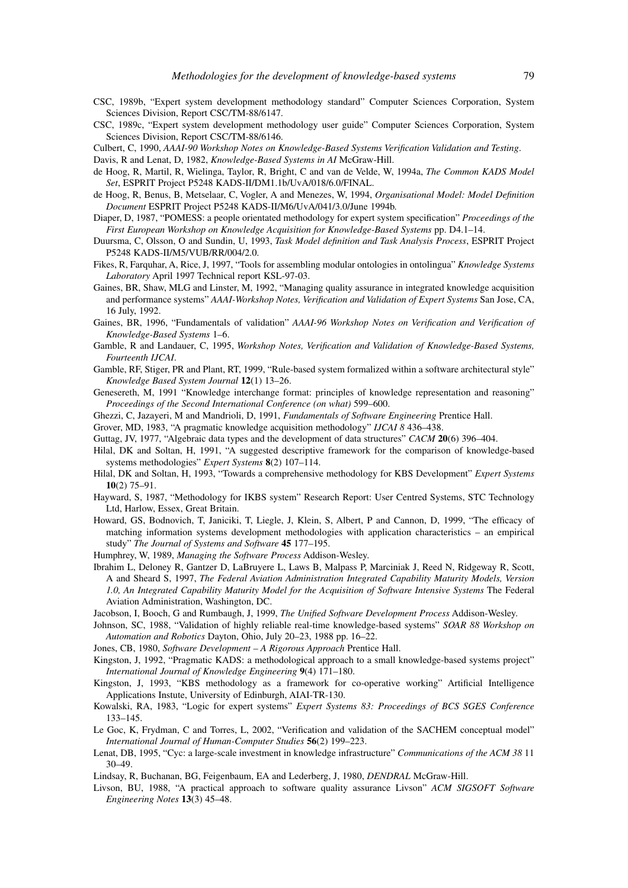CSC, 1989b, "Expert system development methodology standard" Computer Sciences Corporation, System Sciences Division, Report CSC/TM-88/6147.

CSC, 1989c, "Expert system development methodology user guide" Computer Sciences Corporation, System Sciences Division, Report CSC/TM-88/6146.

Culbert, C, 1990, *AAAI-90 Workshop Notes on Knowledge-Based Systems Verification Validation and Testing*.

Davis, R and Lenat, D, 1982, *Knowledge-Based Systems in AI* McGraw-Hill.

de Hoog, R, Martil, R, Wielinga, Taylor, R, Bright, C and van de Velde, W, 1994a, *The Common KADS Model Set*, ESPRIT Project P5248 KADS-II/DM1.1b/UvA/018/6.0/FINAL.

de Hoog, R, Benus, B, Metselaar, C, Vogler, A and Menezes, W, 1994, *Organisational Model: Model Definition Document* ESPRIT Project P5248 KADS-II/M6/UvA/041/3.0/June 1994b.

Diaper, D, 1987, "POMESS: a people orientated methodology for expert system specification" *Proceedings of the First European Workshop on Knowledge Acquisition for Knowledge-Based Systems* pp. D4.1–14.

Duursma, C, Olsson, O and Sundin, U, 1993, *Task Model definition and Task Analysis Process*, ESPRIT Project P5248 KADS-II/M5/VUB/RR/004/2.0.

Fikes, R, Farquhar, A, Rice, J, 1997, "Tools for assembling modular ontologies in ontolingua" *Knowledge Systems Laboratory* April 1997 Technical report KSL-97-03.

Gaines, BR, Shaw, MLG and Linster, M, 1992, "Managing quality assurance in integrated knowledge acquisition and performance systems" *AAAI-Workshop Notes, Verification and Validation of Expert Systems* San Jose, CA, 16 July, 1992.

Gaines, BR, 1996, "Fundamentals of validation" *AAAI-96 Workshop Notes on Verification and Verification of Knowledge-Based Systems* 1–6.

Gamble, R and Landauer, C, 1995, *Workshop Notes, Verification and Validation of Knowledge-Based Systems, Fourteenth IJCAI*.

Gamble, RF, Stiger, PR and Plant, RT, 1999, "Rule-based system formalized within a software architectural style" *Knowledge Based System Journal* **12**(1) 13–26.

Genesereth, M, 1991 "Knowledge interchange format: principles of knowledge representation and reasoning" *Proceedings of the Second International Conference (on what)* 599–600.

Ghezzi, C, Jazayeri, M and Mandrioli, D, 1991, *Fundamentals of Software Engineering* Prentice Hall.

Grover, MD, 1983, "A pragmatic knowledge acquisition methodology" *IJCAI 8* 436–438.

Guttag, JV, 1977, "Algebraic data types and the development of data structures" *CACM* **20**(6) 396–404.

Hilal, DK and Soltan, H, 1991, "A suggested descriptive framework for the comparison of knowledge-based systems methodologies" *Expert Systems* **8**(2) 107–114.

Hilal, DK and Soltan, H, 1993, "Towards a comprehensive methodology for KBS Development" *Expert Systems* **10**(2) 75–91.

Hayward, S, 1987, "Methodology for IKBS system" Research Report: User Centred Systems, STC Technology Ltd, Harlow, Essex, Great Britain.

Howard, GS, Bodnovich, T, Janiciki, T, Liegle, J, Klein, S, Albert, P and Cannon, D, 1999, "The efficacy of matching information systems development methodologies with application characteristics – an empirical study" *The Journal of Systems and Software* **45** 177–195.

Humphrey, W, 1989, *Managing the Software Process* Addison-Wesley.

Ibrahim L, Deloney R, Gantzer D, LaBruyere L, Laws B, Malpass P, Marciniak J, Reed N, Ridgeway R, Scott, A and Sheard S, 1997, *The Federal Aviation Administration Integrated Capability Maturity Models, Version 1.0, An Integrated Capability Maturity Model for the Acquisition of Software Intensive Systems* The Federal Aviation Administration, Washington, DC.

Jacobson, I, Booch, G and Rumbaugh, J, 1999, *The Unified Software Development Process* Addison-Wesley.

Johnson, SC, 1988, "Validation of highly reliable real-time knowledge-based systems" *SOAR 88 Workshop on Automation and Robotics* Dayton, Ohio, July 20–23, 1988 pp. 16–22.

Jones, CB, 1980, *Software Development – A Rigorous Approach* Prentice Hall.

Kingston, J, 1992, "Pragmatic KADS: a methodological approach to a small knowledge-based systems project" *International Journal of Knowledge Engineering* **9**(4) 171–180.

Kingston, J, 1993, "KBS methodology as a framework for co-operative working" Artificial Intelligence Applications Instute, University of Edinburgh, AIAI-TR-130.

Kowalski, RA, 1983, "Logic for expert systems" *Expert Systems 83: Proceedings of BCS SGES Conference* 133–145.

Le Goc, K, Frydman, C and Torres, L, 2002, "Verification and validation of the SACHEM conceptual model" *International Journal of Human-Computer Studies* **56**(2) 199–223.

Lenat, DB, 1995, "Cyc: a large-scale investment in knowledge infrastructure" *Communications of the ACM 38* 11 30–49.

Lindsay, R, Buchanan, BG, Feigenbaum, EA and Lederberg, J, 1980, *DENDRAL* McGraw-Hill.

Livson, BU, 1988, "A practical approach to software quality assurance Livson" *ACM SIGSOFT Software Engineering Notes* **13**(3) 45–48.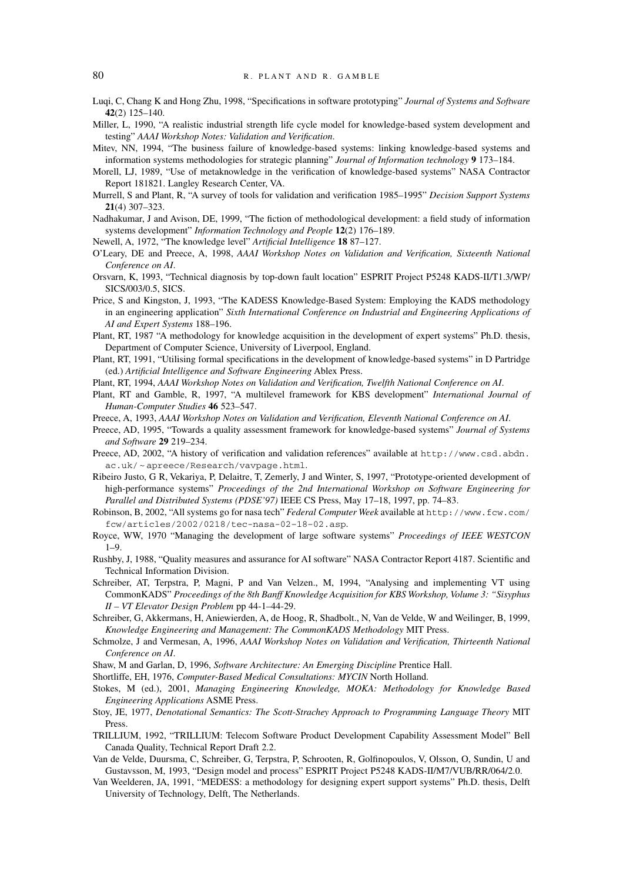Luqi, C, Chang K and Hong Zhu, 1998, "Specifications in software prototyping" *Journal of Systems and Software* **42**(2) 125–140.

Miller, L, 1990, "A realistic industrial strength life cycle model for knowledge-based system development and testing" *AAAI Workshop Notes: Validation and Verification*.

Mitev, NN, 1994, "The business failure of knowledge-based systems: linking knowledge-based systems and information systems methodologies for strategic planning" *Journal of Information technology* **9** 173–184.

Morell, LJ, 1989, "Use of metaknowledge in the verification of knowledge-based systems" NASA Contractor Report 181821. Langley Research Center, VA.

Murrell, S and Plant, R, "A survey of tools for validation and verification 1985–1995" *Decision Support Systems* **21**(4) 307–323.

Nadhakumar, J and Avison, DE, 1999, "The fiction of methodological development: a field study of information systems development" *Information Technology and People* **12**(2) 176–189.

Newell, A, 1972, "The knowledge level" *Artificial Intelligence* **18** 87–127.

O'Leary, DE and Preece, A, 1998, *AAAI Workshop Notes on Validation and Verification, Sixteenth National Conference on AI*.

Orsvarn, K, 1993, "Technical diagnosis by top-down fault location" ESPRIT Project P5248 KADS-II/T1.3/WP/SICS/003/0.5, SICS.

Price, S and Kingston, J, 1993, "The KADESS Knowledge-Based System: Employing the KADS methodology in an engineering application" *Sixth International Conference on Industrial and Engineering Applications of AI and Expert Systems* 188–196.

Plant, RT, 1987 "A methodology for knowledge acquisition in the development of expert systems" Ph.D. thesis, Department of Computer Science, University of Liverpool, England.

Plant, RT, 1991, "Utilising formal specifications in the development of knowledge-based systems" in D Partridge (ed.) *Artificial Intelligence and Software Engineering* Ablex Press.

Plant, RT, 1994, *AAAI Workshop Notes on Validation and Verification, Twelfth National Conference on AI*.

Plant, RT and Gamble, R, 1997, "A multilevel framework for KBS development" *International Journal of Human-Computer Studies* **46** 523–547.

Preece, A, 1993, *AAAI Workshop Notes on Validation and Verification, Eleventh National Conference on AI*.

Preece, AD, 1995, "Towards a quality assessment framework for knowledge-based systems" *Journal of Systems and Software* **29** 219–234.

Preece, AD, 2002, "A history of verification and validation references" available at http://www.csd.abdn.ac.uk/~apreece/Research/vavpage.html.

Ribeiro Justo, G R, Vekariya, P, Delaitre, T, Zemerly, J and Winter, S, 1997, "Prototype-oriented development of high-performance systems" *Proceedings of the 2nd International Workshop on Software Engineering for Parallel and Distributed Systems (PDSE'97)* IEEE CS Press, May 17–18, 1997, pp. 74–83.

Robinson, B, 2002, "All systems go for nasa tech" *Federal Computer Week* available at http://www.fcw.com/fcw/articles/2002/0218/tec-nasa-02-18-02.asp.

Royce, WW, 1970 "Managing the development of large software systems" *Proceedings of IEEE WESTCON* 1–9.

Rushby, J, 1988, "Quality measures and assurance for AI software" NASA Contractor Report 4187. Scientific and Technical Information Division.

Schreiber, AT, Terpstra, P, Magni, P and Van Velzen., M, 1994, "Analysing and implementing VT using CommonKADS" *Proceedings of the 8th Banff Knowledge Acquisition for KBS Workshop, Volume 3: "Sisyphus II – VT Elevator Design Problem* pp 44-1–44-29.

Schreiber, G, Akkermans, H, Aniewierden, A, de Hoog, R, Shadbolt., N, Van de Velde, W and Weilinger, B, 1999, *Knowledge Engineering and Management: The CommonKADS Methodology* MIT Press.

Schmolze, J and Vermesan, A, 1996, *AAAI Workshop Notes on Validation and Verification, Thirteenth National Conference on AI*.

Shaw, M and Garlan, D, 1996, *Software Architecture: An Emerging Discipline* Prentice Hall.

Shortliffe, EH, 1976, *Computer-Based Medical Consultations: MYCIN* North Holland.

Stokes, M (ed.), 2001, *Managing Engineering Knowledge, MOKA: Methodology for Knowledge Based Engineering Applications* ASME Press.

Stoy, JE, 1977, *Denotational Semantics: The Scott-Strachey Approach to Programming Language Theory* MIT Press.

TRILLIUM, 1992, "TRILLIUM: Telecom Software Product Development Capability Assessment Model" Bell Canada Quality, Technical Report Draft 2.2.

Van de Velde, Duursma, C, Schreiber, G, Terpstra, P, Schrooten, R, Golfinopoulos, V, Olsson, O, Sundin, U and Gustavsson, M, 1993, "Design model and process" ESPRIT Project P5248 KADS-II/M7/VUB/RR/064/2.0.

Van Weelderen, JA, 1991, "MEDESS: a methodology for designing expert support systems" Ph.D. thesis, Delft University of Technology, Delft, The Netherlands.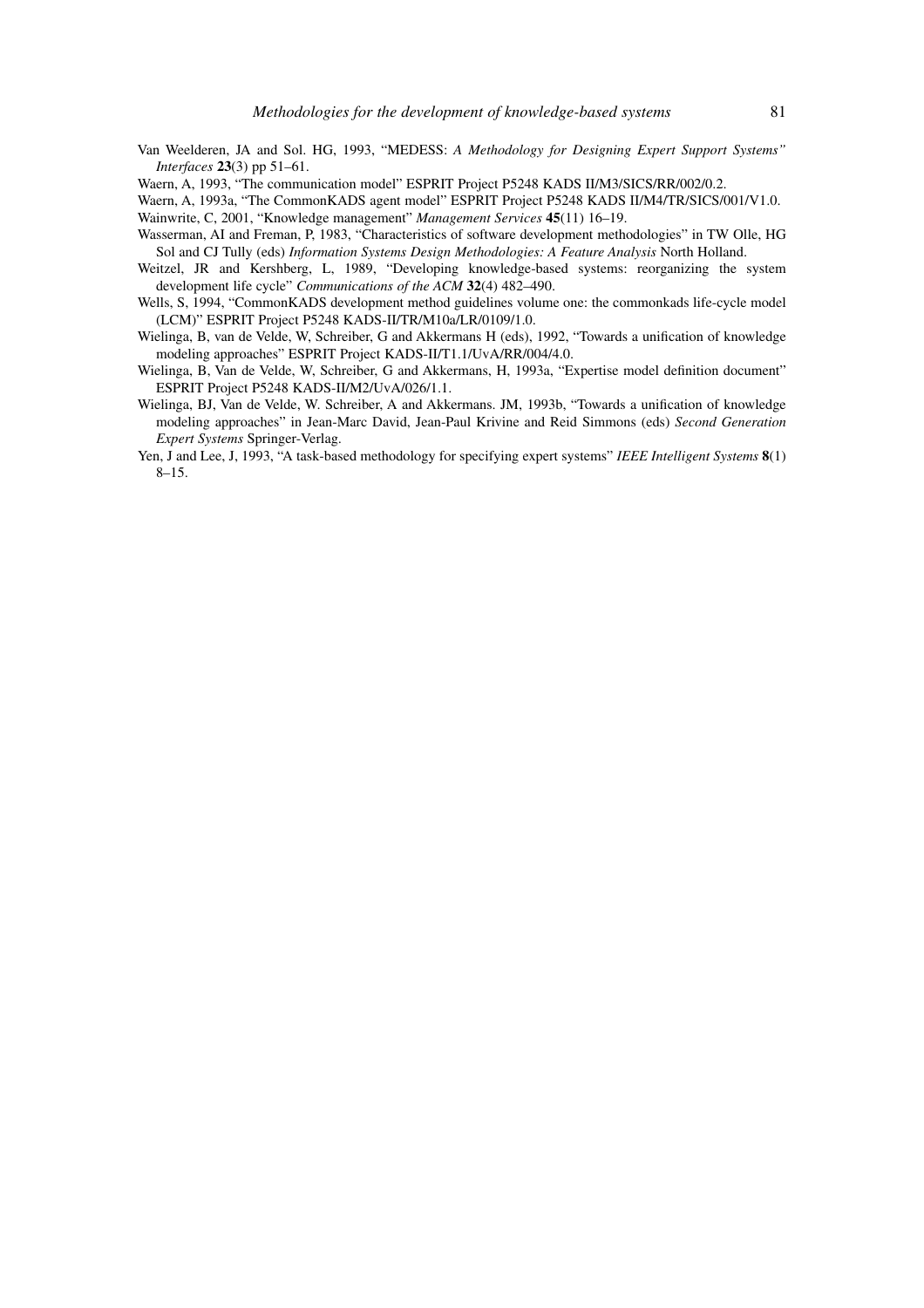Van Weelderen, JA and Sol. HG, 1993, "MEDESS: *A Methodology for Designing Expert Support Systems" Interfaces* **23**(3) pp 51–61.

Waern, A, 1993, "The communication model" ESPRIT Project P5248 KADS II/M3/SICS/RR/002/0.2.

Waern, A, 1993a, "The CommonKADS agent model" ESPRIT Project P5248 KADS II/M4/TR/SICS/001/V1.0.

Wainwrite, C, 2001, "Knowledge management" *Management Services* **45**(11) 16–19.

Wasserman, AI and Freman, P, 1983, "Characteristics of software development methodologies" in TW Olle, HG Sol and CJ Tully (eds) *Information Systems Design Methodologies: A Feature Analysis* North Holland.

Weitzel, JR and Kershberg, L, 1989, "Developing knowledge-based systems: reorganizing the system development life cycle" *Communications of the ACM* **32**(4) 482–490.

Wells, S, 1994, "CommonKADS development method guidelines volume one: the commonkads life-cycle model (LCM)" ESPRIT Project P5248 KADS-II/TR/M10a/LR/0109/1.0.

Wielinga, B, van de Velde, W, Schreiber, G and Akkermans H (eds), 1992, "Towards a unification of knowledge modeling approaches" ESPRIT Project KADS-II/T1.1/UvA/RR/004/4.0.

Wielinga, B, Van de Velde, W, Schreiber, G and Akkermans, H, 1993a, "Expertise model definition document" ESPRIT Project P5248 KADS-II/M2/UvA/026/1.1.

Wielinga, BJ, Van de Velde, W. Schreiber, A and Akkermans. JM, 1993b, "Towards a unification of knowledge modeling approaches" in Jean-Marc David, Jean-Paul Krivine and Reid Simmons (eds) *Second Generation Expert Systems* Springer-Verlag.

Yen, J and Lee, J, 1993, "A task-based methodology for specifying expert systems" *IEEE Intelligent Systems* **8**(1) 8–15.